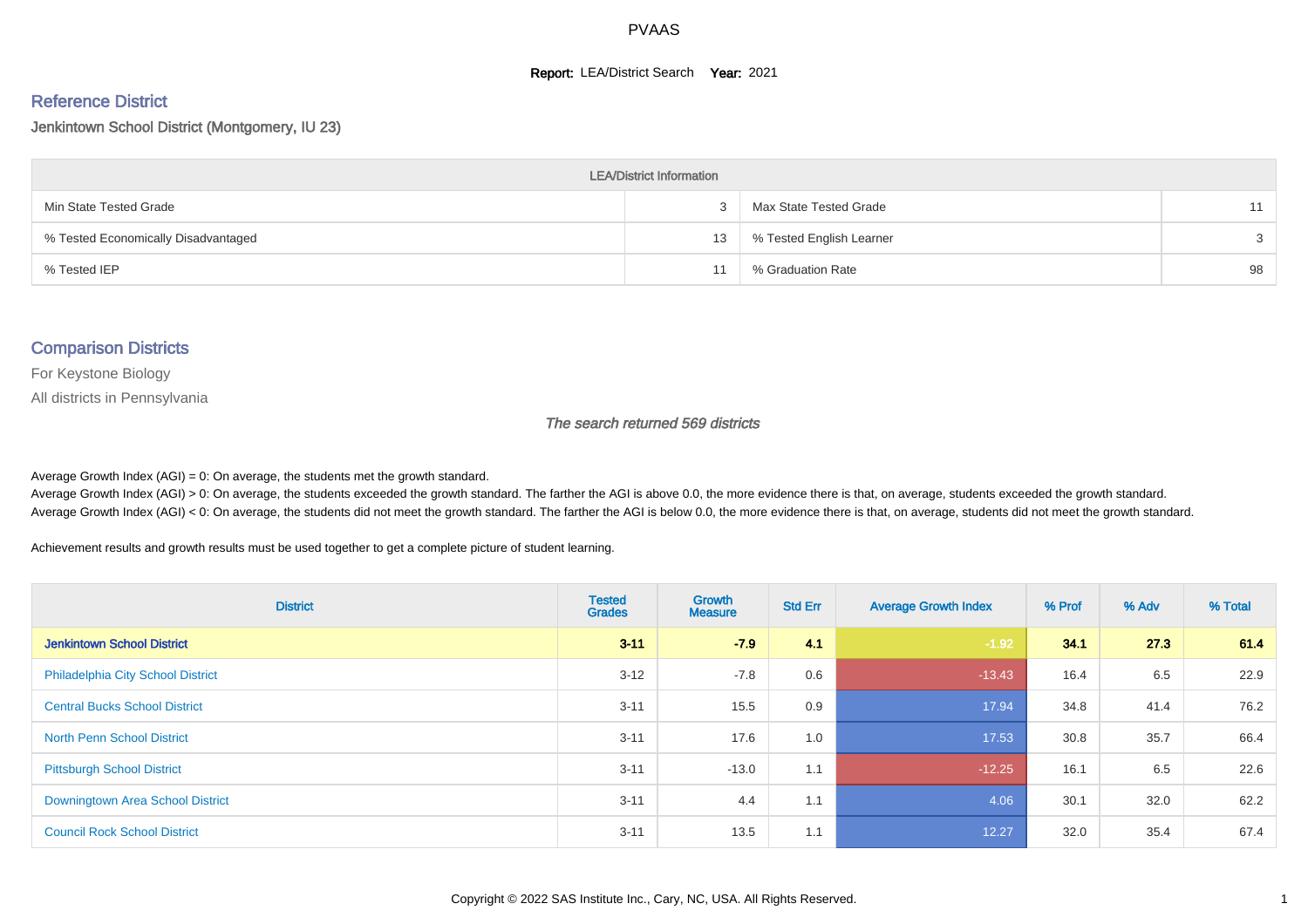# PVAAS

**Report:** LEA/District Search **Year:** 2021

## Reference District

Jenkintown School District (Montgomery, IU 23)

| LEA/District Information | | | |
|---|---|---|---|
| Min State Tested Grade | 3 | Max State Tested Grade | 11 |
| % Tested Economically Disadvantaged | 13 | % Tested English Learner | 3 |
| % Tested IEP | 11 | % Graduation Rate | 98 |

## Comparison Districts

For Keystone Biology

All districts in Pennsylvania

*The search returned 569 districts*

Average Growth Index (AGI) = 0: On average, the students met the growth standard.
Average Growth Index (AGI) > 0: On average, the students exceeded the growth standard. The farther the AGI is above 0.0, the more evidence there is that, on average, students exceeded the growth standard.
Average Growth Index (AGI) < 0: On average, the students did not meet the growth standard. The farther the AGI is below 0.0, the more evidence there is that, on average, students did not meet the growth standard.

Achievement results and growth results must be used together to get a complete picture of student learning.

| District | Tested Grades | Growth Measure | Std Err | Average Growth Index | % Prof | % Adv | % Total |
|---|---|---|---|---|---|---|---|
| **Jenkintown School District** | **3-11** | **-7.9** | **4.1** | **-1.92** | **34.1** | **27.3** | **61.4** |
| Philadelphia City School District | 3-12 | -7.8 | 0.6 | -13.43 | 16.4 | 6.5 | 22.9 |
| Central Bucks School District | 3-11 | 15.5 | 0.9 | 17.94 | 34.8 | 41.4 | 76.2 |
| North Penn School District | 3-11 | 17.6 | 1.0 | 17.53 | 30.8 | 35.7 | 66.4 |
| Pittsburgh School District | 3-11 | -13.0 | 1.1 | -12.25 | 16.1 | 6.5 | 22.6 |
| Downingtown Area School District | 3-11 | 4.4 | 1.1 | 4.06 | 30.1 | 32.0 | 62.2 |
| Council Rock School District | 3-11 | 13.5 | 1.1 | 12.27 | 32.0 | 35.4 | 67.4 |

Copyright © 2022 SAS Institute Inc., Cary, NC, USA. All Rights Reserved.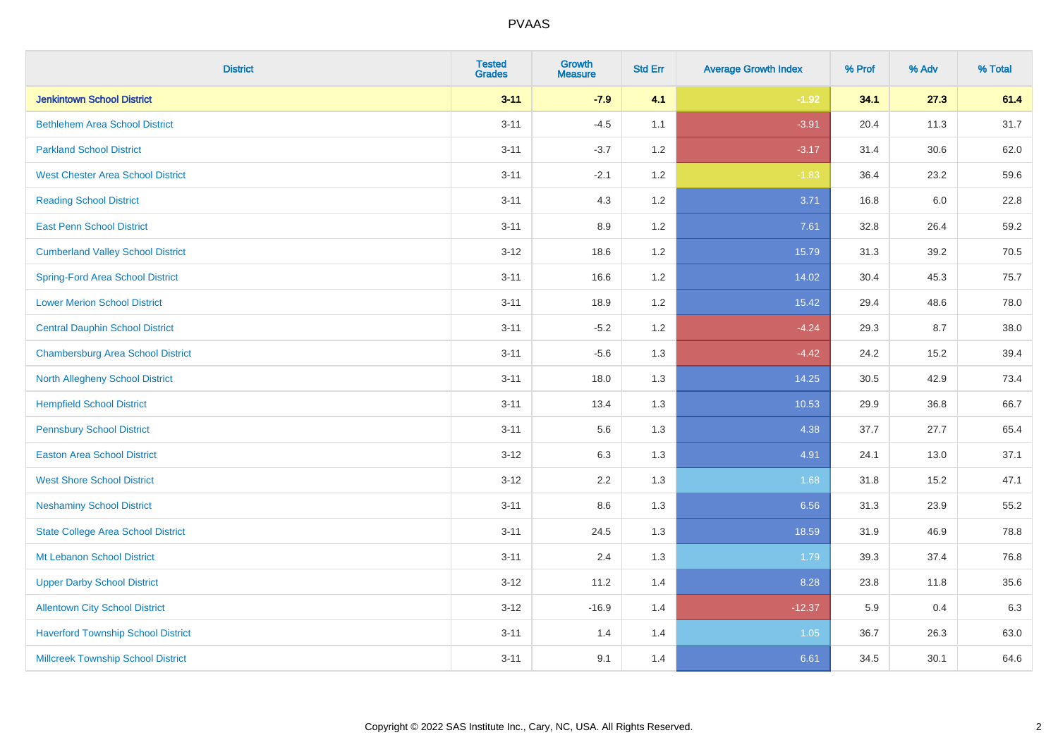| District | Tested Grades | Growth Measure | Std Err | Average Growth Index | % Prof | % Adv | % Total |
|---|---|---|---|---|---|---|---|
| **Jenkintown School District** | **3-11** | **-7.9** | **4.1** | **-1.92** | **34.1** | **27.3** | **61.4** |
| Bethlehem Area School District | 3-11 | -4.5 | 1.1 | -3.91 | 20.4 | 11.3 | 31.7 |
| Parkland School District | 3-11 | -3.7 | 1.2 | -3.17 | 31.4 | 30.6 | 62.0 |
| West Chester Area School District | 3-11 | -2.1 | 1.2 | -1.83 | 36.4 | 23.2 | 59.6 |
| Reading School District | 3-11 | 4.3 | 1.2 | 3.71 | 16.8 | 6.0 | 22.8 |
| East Penn School District | 3-11 | 8.9 | 1.2 | 7.61 | 32.8 | 26.4 | 59.2 |
| Cumberland Valley School District | 3-12 | 18.6 | 1.2 | 15.79 | 31.3 | 39.2 | 70.5 |
| Spring-Ford Area School District | 3-11 | 16.6 | 1.2 | 14.02 | 30.4 | 45.3 | 75.7 |
| Lower Merion School District | 3-11 | 18.9 | 1.2 | 15.42 | 29.4 | 48.6 | 78.0 |
| Central Dauphin School District | 3-11 | -5.2 | 1.2 | -4.24 | 29.3 | 8.7 | 38.0 |
| Chambersburg Area School District | 3-11 | -5.6 | 1.3 | -4.42 | 24.2 | 15.2 | 39.4 |
| North Allegheny School District | 3-11 | 18.0 | 1.3 | 14.25 | 30.5 | 42.9 | 73.4 |
| Hempfield School District | 3-11 | 13.4 | 1.3 | 10.53 | 29.9 | 36.8 | 66.7 |
| Pennsbury School District | 3-11 | 5.6 | 1.3 | 4.38 | 37.7 | 27.7 | 65.4 |
| Easton Area School District | 3-12 | 6.3 | 1.3 | 4.91 | 24.1 | 13.0 | 37.1 |
| West Shore School District | 3-12 | 2.2 | 1.3 | 1.68 | 31.8 | 15.2 | 47.1 |
| Neshaminy School District | 3-11 | 8.6 | 1.3 | 6.56 | 31.3 | 23.9 | 55.2 |
| State College Area School District | 3-11 | 24.5 | 1.3 | 18.59 | 31.9 | 46.9 | 78.8 |
| Mt Lebanon School District | 3-11 | 2.4 | 1.3 | 1.79 | 39.3 | 37.4 | 76.8 |
| Upper Darby School District | 3-12 | 11.2 | 1.4 | 8.28 | 23.8 | 11.8 | 35.6 |
| Allentown City School District | 3-12 | -16.9 | 1.4 | -12.37 | 5.9 | 0.4 | 6.3 |
| Haverford Township School District | 3-11 | 1.4 | 1.4 | 1.05 | 36.7 | 26.3 | 63.0 |
| Millcreek Township School District | 3-11 | 9.1 | 1.4 | 6.61 | 34.5 | 30.1 | 64.6 |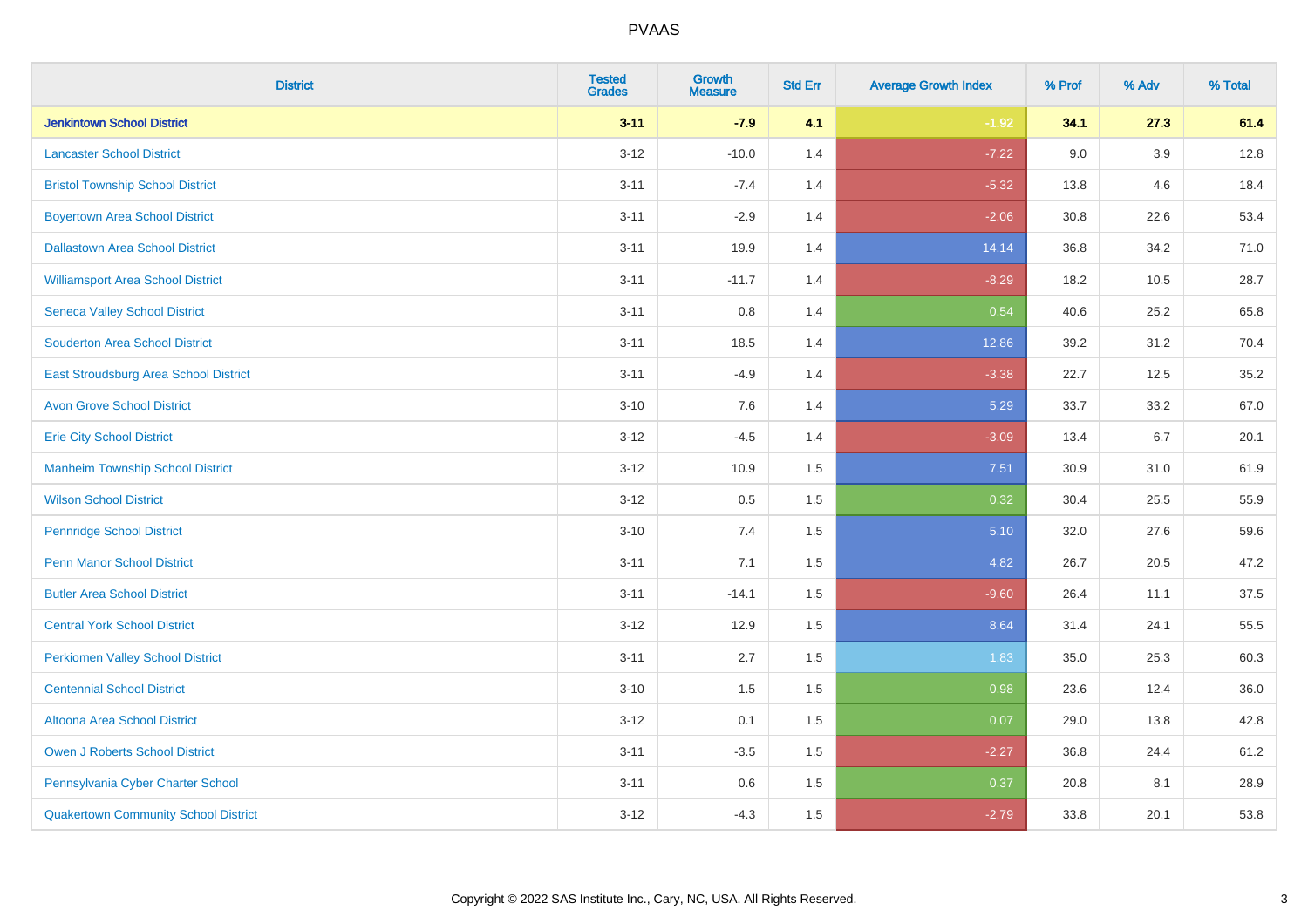# PVAAS

| District | Tested Grades | Growth Measure | Std Err | Average Growth Index | % Prof | % Adv | % Total |
|---|---|---|---|---|---|---|---|
| **Jenkintown School District** | **3-11** | **-7.9** | **4.1** | **-1.92** | **34.1** | **27.3** | **61.4** |
| Lancaster School District | 3-12 | -10.0 | 1.4 | -7.22 | 9.0 | 3.9 | 12.8 |
| Bristol Township School District | 3-11 | -7.4 | 1.4 | -5.32 | 13.8 | 4.6 | 18.4 |
| Boyertown Area School District | 3-11 | -2.9 | 1.4 | -2.06 | 30.8 | 22.6 | 53.4 |
| Dallastown Area School District | 3-11 | 19.9 | 1.4 | 14.14 | 36.8 | 34.2 | 71.0 |
| Williamsport Area School District | 3-11 | -11.7 | 1.4 | -8.29 | 18.2 | 10.5 | 28.7 |
| Seneca Valley School District | 3-11 | 0.8 | 1.4 | 0.54 | 40.6 | 25.2 | 65.8 |
| Souderton Area School District | 3-11 | 18.5 | 1.4 | 12.86 | 39.2 | 31.2 | 70.4 |
| East Stroudsburg Area School District | 3-11 | -4.9 | 1.4 | -3.38 | 22.7 | 12.5 | 35.2 |
| Avon Grove School District | 3-10 | 7.6 | 1.4 | 5.29 | 33.7 | 33.2 | 67.0 |
| Erie City School District | 3-12 | -4.5 | 1.4 | -3.09 | 13.4 | 6.7 | 20.1 |
| Manheim Township School District | 3-12 | 10.9 | 1.5 | 7.51 | 30.9 | 31.0 | 61.9 |
| Wilson School District | 3-12 | 0.5 | 1.5 | 0.32 | 30.4 | 25.5 | 55.9 |
| Pennridge School District | 3-10 | 7.4 | 1.5 | 5.10 | 32.0 | 27.6 | 59.6 |
| Penn Manor School District | 3-11 | 7.1 | 1.5 | 4.82 | 26.7 | 20.5 | 47.2 |
| Butler Area School District | 3-11 | -14.1 | 1.5 | -9.60 | 26.4 | 11.1 | 37.5 |
| Central York School District | 3-12 | 12.9 | 1.5 | 8.64 | 31.4 | 24.1 | 55.5 |
| Perkiomen Valley School District | 3-11 | 2.7 | 1.5 | 1.83 | 35.0 | 25.3 | 60.3 |
| Centennial School District | 3-10 | 1.5 | 1.5 | 0.98 | 23.6 | 12.4 | 36.0 |
| Altoona Area School District | 3-12 | 0.1 | 1.5 | 0.07 | 29.0 | 13.8 | 42.8 |
| Owen J Roberts School District | 3-11 | -3.5 | 1.5 | -2.27 | 36.8 | 24.4 | 61.2 |
| Pennsylvania Cyber Charter School | 3-11 | 0.6 | 1.5 | 0.37 | 20.8 | 8.1 | 28.9 |
| Quakertown Community School District | 3-12 | -4.3 | 1.5 | -2.79 | 33.8 | 20.1 | 53.8 |

Copyright © 2022 SAS Institute Inc., Cary, NC, USA. All Rights Reserved.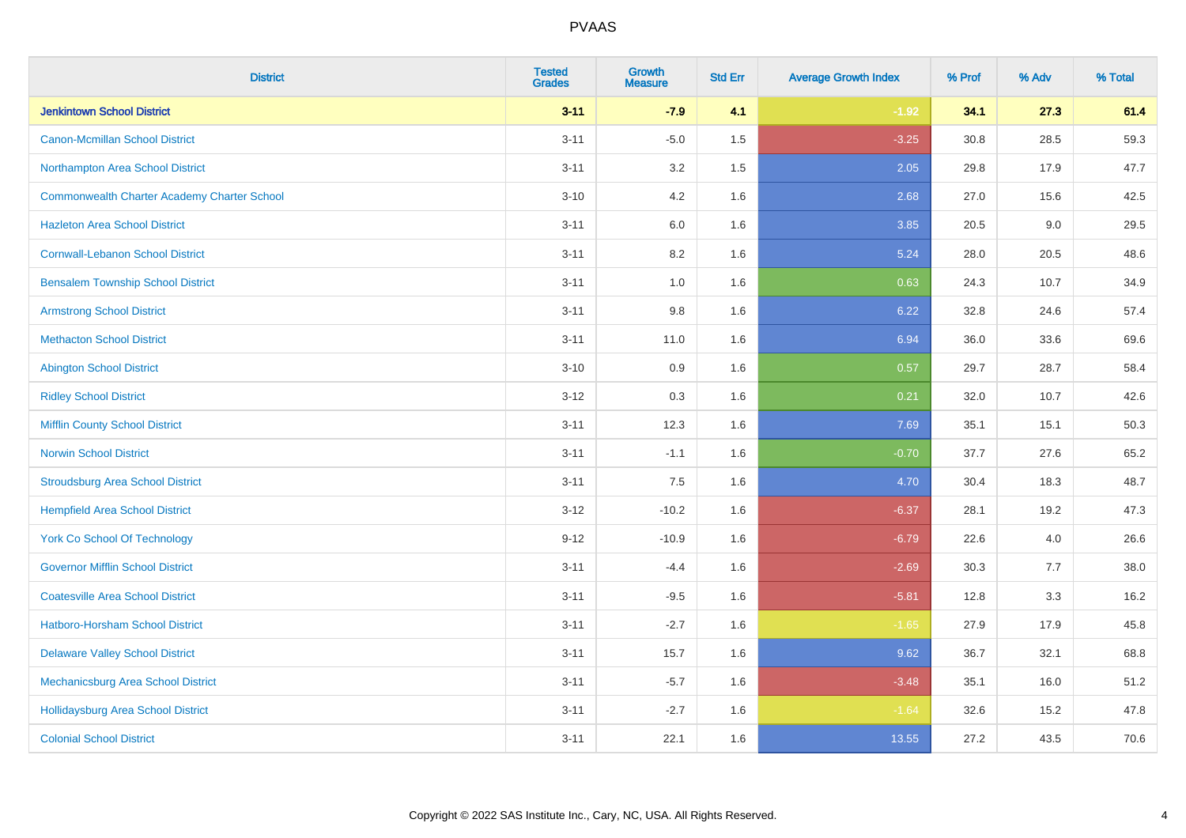# PVAAS

| District | Tested Grades | Growth Measure | Std Err | Average Growth Index | % Prof | % Adv | % Total |
|---|---|---|---|---|---|---|---|
| **Jenkintown School District** | **3-11** | **-7.9** | **4.1** | **-1.92** | **34.1** | **27.3** | **61.4** |
| Canon-Mcmillan School District | 3-11 | -5.0 | 1.5 | -3.25 | 30.8 | 28.5 | 59.3 |
| Northampton Area School District | 3-11 | 3.2 | 1.5 | 2.05 | 29.8 | 17.9 | 47.7 |
| Commonwealth Charter Academy Charter School | 3-10 | 4.2 | 1.6 | 2.68 | 27.0 | 15.6 | 42.5 |
| Hazleton Area School District | 3-11 | 6.0 | 1.6 | 3.85 | 20.5 | 9.0 | 29.5 |
| Cornwall-Lebanon School District | 3-11 | 8.2 | 1.6 | 5.24 | 28.0 | 20.5 | 48.6 |
| Bensalem Township School District | 3-11 | 1.0 | 1.6 | 0.63 | 24.3 | 10.7 | 34.9 |
| Armstrong School District | 3-11 | 9.8 | 1.6 | 6.22 | 32.8 | 24.6 | 57.4 |
| Methacton School District | 3-11 | 11.0 | 1.6 | 6.94 | 36.0 | 33.6 | 69.6 |
| Abington School District | 3-10 | 0.9 | 1.6 | 0.57 | 29.7 | 28.7 | 58.4 |
| Ridley School District | 3-12 | 0.3 | 1.6 | 0.21 | 32.0 | 10.7 | 42.6 |
| Mifflin County School District | 3-11 | 12.3 | 1.6 | 7.69 | 35.1 | 15.1 | 50.3 |
| Norwin School District | 3-11 | -1.1 | 1.6 | -0.70 | 37.7 | 27.6 | 65.2 |
| Stroudsburg Area School District | 3-11 | 7.5 | 1.6 | 4.70 | 30.4 | 18.3 | 48.7 |
| Hempfield Area School District | 3-12 | -10.2 | 1.6 | -6.37 | 28.1 | 19.2 | 47.3 |
| York Co School Of Technology | 9-12 | -10.9 | 1.6 | -6.79 | 22.6 | 4.0 | 26.6 |
| Governor Mifflin School District | 3-11 | -4.4 | 1.6 | -2.69 | 30.3 | 7.7 | 38.0 |
| Coatesville Area School District | 3-11 | -9.5 | 1.6 | -5.81 | 12.8 | 3.3 | 16.2 |
| Hatboro-Horsham School District | 3-11 | -2.7 | 1.6 | -1.65 | 27.9 | 17.9 | 45.8 |
| Delaware Valley School District | 3-11 | 15.7 | 1.6 | 9.62 | 36.7 | 32.1 | 68.8 |
| Mechanicsburg Area School District | 3-11 | -5.7 | 1.6 | -3.48 | 35.1 | 16.0 | 51.2 |
| Hollidaysburg Area School District | 3-11 | -2.7 | 1.6 | -1.64 | 32.6 | 15.2 | 47.8 |
| Colonial School District | 3-11 | 22.1 | 1.6 | 13.55 | 27.2 | 43.5 | 70.6 |

Copyright © 2022 SAS Institute Inc., Cary, NC, USA. All Rights Reserved.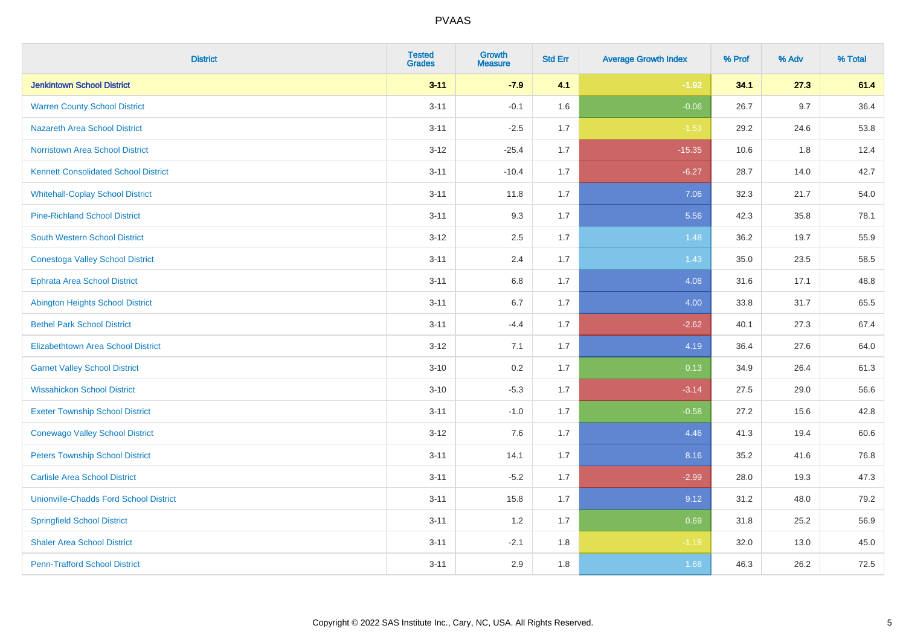| District | Tested Grades | Growth Measure | Std Err | Average Growth Index | % Prof | % Adv | % Total |
|---|---|---|---|---|---|---|---|
| **Jenkintown School District** | **3-11** | **-7.9** | **4.1** | **-1.92** | **34.1** | **27.3** | **61.4** |
| Warren County School District | 3-11 | -0.1 | 1.6 | -0.06 | 26.7 | 9.7 | 36.4 |
| Nazareth Area School District | 3-11 | -2.5 | 1.7 | -1.53 | 29.2 | 24.6 | 53.8 |
| Norristown Area School District | 3-12 | -25.4 | 1.7 | -15.35 | 10.6 | 1.8 | 12.4 |
| Kennett Consolidated School District | 3-11 | -10.4 | 1.7 | -6.27 | 28.7 | 14.0 | 42.7 |
| Whitehall-Coplay School District | 3-11 | 11.8 | 1.7 | 7.06 | 32.3 | 21.7 | 54.0 |
| Pine-Richland School District | 3-11 | 9.3 | 1.7 | 5.56 | 42.3 | 35.8 | 78.1 |
| South Western School District | 3-12 | 2.5 | 1.7 | 1.48 | 36.2 | 19.7 | 55.9 |
| Conestoga Valley School District | 3-11 | 2.4 | 1.7 | 1.43 | 35.0 | 23.5 | 58.5 |
| Ephrata Area School District | 3-11 | 6.8 | 1.7 | 4.08 | 31.6 | 17.1 | 48.8 |
| Abington Heights School District | 3-11 | 6.7 | 1.7 | 4.00 | 33.8 | 31.7 | 65.5 |
| Bethel Park School District | 3-11 | -4.4 | 1.7 | -2.62 | 40.1 | 27.3 | 67.4 |
| Elizabethtown Area School District | 3-12 | 7.1 | 1.7 | 4.19 | 36.4 | 27.6 | 64.0 |
| Garnet Valley School District | 3-10 | 0.2 | 1.7 | 0.13 | 34.9 | 26.4 | 61.3 |
| Wissahickon School District | 3-10 | -5.3 | 1.7 | -3.14 | 27.5 | 29.0 | 56.6 |
| Exeter Township School District | 3-11 | -1.0 | 1.7 | -0.58 | 27.2 | 15.6 | 42.8 |
| Conewago Valley School District | 3-12 | 7.6 | 1.7 | 4.46 | 41.3 | 19.4 | 60.6 |
| Peters Township School District | 3-11 | 14.1 | 1.7 | 8.16 | 35.2 | 41.6 | 76.8 |
| Carlisle Area School District | 3-11 | -5.2 | 1.7 | -2.99 | 28.0 | 19.3 | 47.3 |
| Unionville-Chadds Ford School District | 3-11 | 15.8 | 1.7 | 9.12 | 31.2 | 48.0 | 79.2 |
| Springfield School District | 3-11 | 1.2 | 1.7 | 0.69 | 31.8 | 25.2 | 56.9 |
| Shaler Area School District | 3-11 | -2.1 | 1.8 | -1.18 | 32.0 | 13.0 | 45.0 |
| Penn-Trafford School District | 3-11 | 2.9 | 1.8 | 1.68 | 46.3 | 26.2 | 72.5 |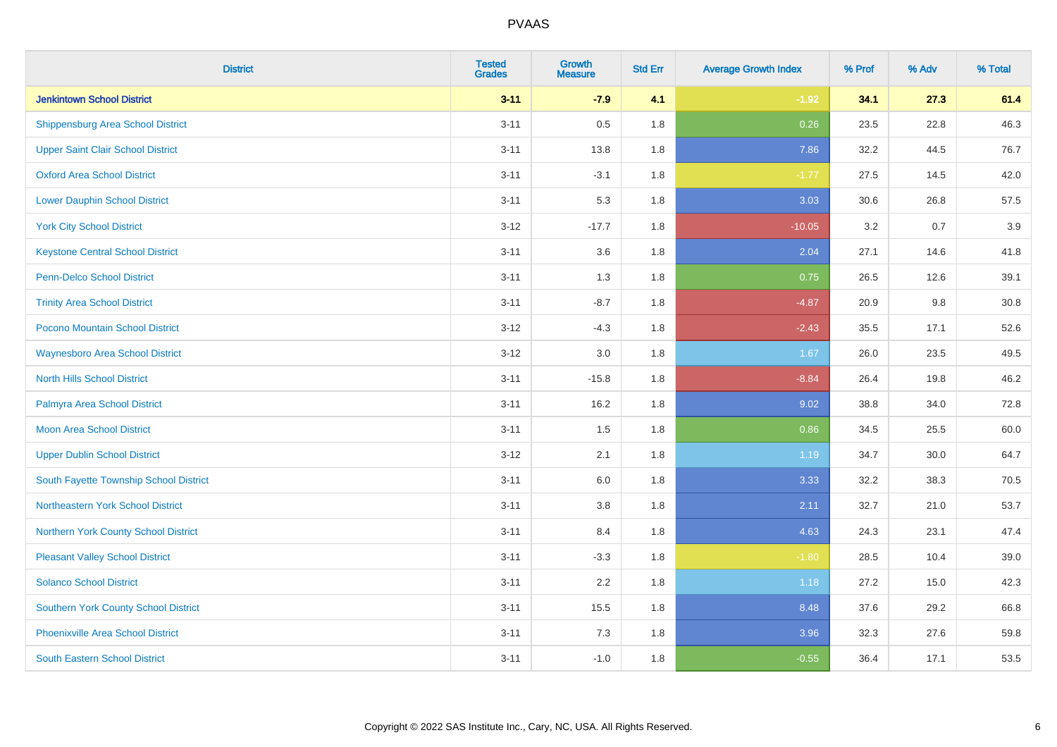| District | Tested Grades | Growth Measure | Std Err | Average Growth Index | % Prof | % Adv | % Total |
|---|---|---|---|---|---|---|---|
| **Jenkintown School District** | **3-11** | **-7.9** | **4.1** | **-1.92** | **34.1** | **27.3** | **61.4** |
| Shippensburg Area School District | 3-11 | 0.5 | 1.8 | 0.26 | 23.5 | 22.8 | 46.3 |
| Upper Saint Clair School District | 3-11 | 13.8 | 1.8 | 7.86 | 32.2 | 44.5 | 76.7 |
| Oxford Area School District | 3-11 | -3.1 | 1.8 | -1.77 | 27.5 | 14.5 | 42.0 |
| Lower Dauphin School District | 3-11 | 5.3 | 1.8 | 3.03 | 30.6 | 26.8 | 57.5 |
| York City School District | 3-12 | -17.7 | 1.8 | -10.05 | 3.2 | 0.7 | 3.9 |
| Keystone Central School District | 3-11 | 3.6 | 1.8 | 2.04 | 27.1 | 14.6 | 41.8 |
| Penn-Delco School District | 3-11 | 1.3 | 1.8 | 0.75 | 26.5 | 12.6 | 39.1 |
| Trinity Area School District | 3-11 | -8.7 | 1.8 | -4.87 | 20.9 | 9.8 | 30.8 |
| Pocono Mountain School District | 3-12 | -4.3 | 1.8 | -2.43 | 35.5 | 17.1 | 52.6 |
| Waynesboro Area School District | 3-12 | 3.0 | 1.8 | 1.67 | 26.0 | 23.5 | 49.5 |
| North Hills School District | 3-11 | -15.8 | 1.8 | -8.84 | 26.4 | 19.8 | 46.2 |
| Palmyra Area School District | 3-11 | 16.2 | 1.8 | 9.02 | 38.8 | 34.0 | 72.8 |
| Moon Area School District | 3-11 | 1.5 | 1.8 | 0.86 | 34.5 | 25.5 | 60.0 |
| Upper Dublin School District | 3-12 | 2.1 | 1.8 | 1.19 | 34.7 | 30.0 | 64.7 |
| South Fayette Township School District | 3-11 | 6.0 | 1.8 | 3.33 | 32.2 | 38.3 | 70.5 |
| Northeastern York School District | 3-11 | 3.8 | 1.8 | 2.11 | 32.7 | 21.0 | 53.7 |
| Northern York County School District | 3-11 | 8.4 | 1.8 | 4.63 | 24.3 | 23.1 | 47.4 |
| Pleasant Valley School District | 3-11 | -3.3 | 1.8 | -1.80 | 28.5 | 10.4 | 39.0 |
| Solanco School District | 3-11 | 2.2 | 1.8 | 1.18 | 27.2 | 15.0 | 42.3 |
| Southern York County School District | 3-11 | 15.5 | 1.8 | 8.48 | 37.6 | 29.2 | 66.8 |
| Phoenixville Area School District | 3-11 | 7.3 | 1.8 | 3.96 | 32.3 | 27.6 | 59.8 |
| South Eastern School District | 3-11 | -1.0 | 1.8 | -0.55 | 36.4 | 17.1 | 53.5 |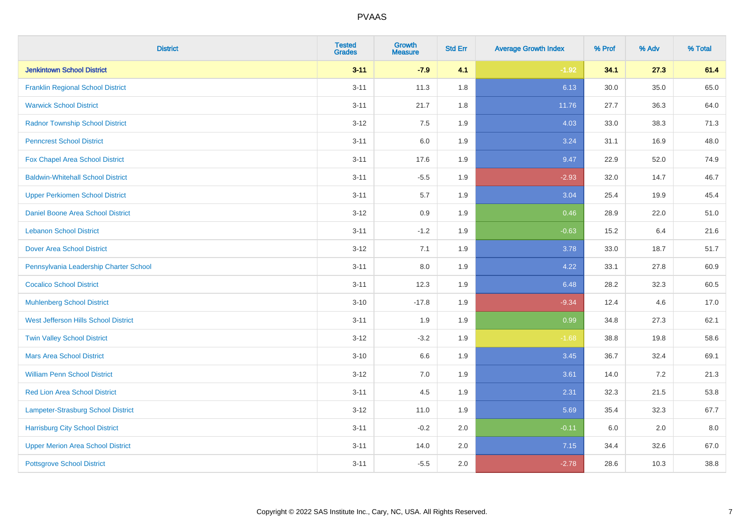PVAAS

| District | Tested Grades | Growth Measure | Std Err | Average Growth Index | % Prof | % Adv | % Total |
|---|---|---|---|---|---|---|---|
| **Jenkintown School District** | **3-11** | **-7.9** | **4.1** | **-1.92** | **34.1** | **27.3** | **61.4** |
| Franklin Regional School District | 3-11 | 11.3 | 1.8 | 6.13 | 30.0 | 35.0 | 65.0 |
| Warwick School District | 3-11 | 21.7 | 1.8 | 11.76 | 27.7 | 36.3 | 64.0 |
| Radnor Township School District | 3-12 | 7.5 | 1.9 | 4.03 | 33.0 | 38.3 | 71.3 |
| Penncrest School District | 3-11 | 6.0 | 1.9 | 3.24 | 31.1 | 16.9 | 48.0 |
| Fox Chapel Area School District | 3-11 | 17.6 | 1.9 | 9.47 | 22.9 | 52.0 | 74.9 |
| Baldwin-Whitehall School District | 3-11 | -5.5 | 1.9 | -2.93 | 32.0 | 14.7 | 46.7 |
| Upper Perkiomen School District | 3-11 | 5.7 | 1.9 | 3.04 | 25.4 | 19.9 | 45.4 |
| Daniel Boone Area School District | 3-12 | 0.9 | 1.9 | 0.46 | 28.9 | 22.0 | 51.0 |
| Lebanon School District | 3-11 | -1.2 | 1.9 | -0.63 | 15.2 | 6.4 | 21.6 |
| Dover Area School District | 3-12 | 7.1 | 1.9 | 3.78 | 33.0 | 18.7 | 51.7 |
| Pennsylvania Leadership Charter School | 3-11 | 8.0 | 1.9 | 4.22 | 33.1 | 27.8 | 60.9 |
| Cocalico School District | 3-11 | 12.3 | 1.9 | 6.48 | 28.2 | 32.3 | 60.5 |
| Muhlenberg School District | 3-10 | -17.8 | 1.9 | -9.34 | 12.4 | 4.6 | 17.0 |
| West Jefferson Hills School District | 3-11 | 1.9 | 1.9 | 0.99 | 34.8 | 27.3 | 62.1 |
| Twin Valley School District | 3-12 | -3.2 | 1.9 | -1.68 | 38.8 | 19.8 | 58.6 |
| Mars Area School District | 3-10 | 6.6 | 1.9 | 3.45 | 36.7 | 32.4 | 69.1 |
| William Penn School District | 3-12 | 7.0 | 1.9 | 3.61 | 14.0 | 7.2 | 21.3 |
| Red Lion Area School District | 3-11 | 4.5 | 1.9 | 2.31 | 32.3 | 21.5 | 53.8 |
| Lampeter-Strasburg School District | 3-12 | 11.0 | 1.9 | 5.69 | 35.4 | 32.3 | 67.7 |
| Harrisburg City School District | 3-11 | -0.2 | 2.0 | -0.11 | 6.0 | 2.0 | 8.0 |
| Upper Merion Area School District | 3-11 | 14.0 | 2.0 | 7.15 | 34.4 | 32.6 | 67.0 |
| Pottsgrove School District | 3-11 | -5.5 | 2.0 | -2.78 | 28.6 | 10.3 | 38.8 |

Copyright © 2022 SAS Institute Inc., Cary, NC, USA. All Rights Reserved.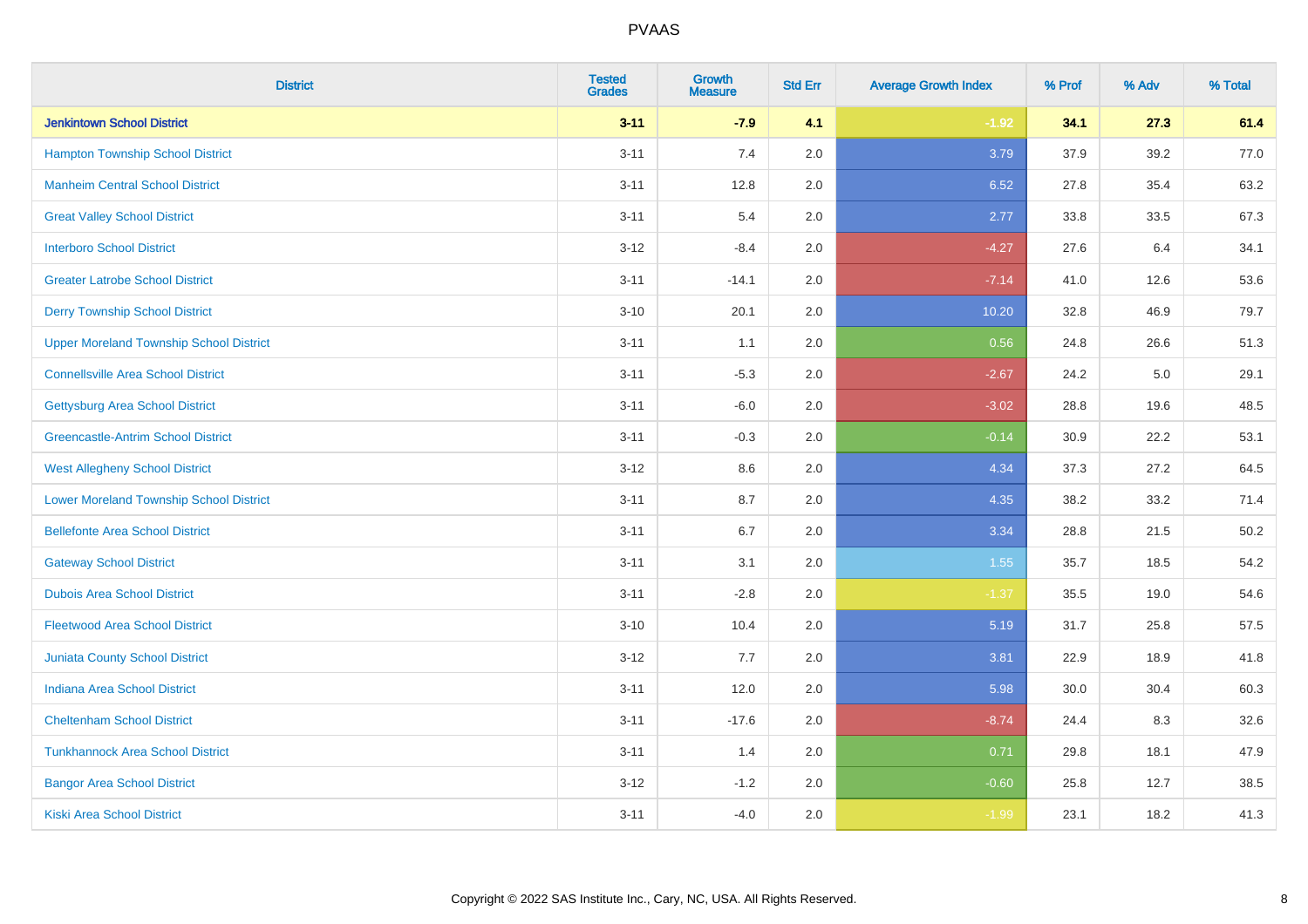# PVAAS

| District | Tested Grades | Growth Measure | Std Err | Average Growth Index | % Prof | % Adv | % Total |
|---|---|---|---|---|---|---|---|
| **Jenkintown School District** | **3-11** | **-7.9** | **4.1** | **-1.92** | **34.1** | **27.3** | **61.4** |
| Hampton Township School District | 3-11 | 7.4 | 2.0 | 3.79 | 37.9 | 39.2 | 77.0 |
| Manheim Central School District | 3-11 | 12.8 | 2.0 | 6.52 | 27.8 | 35.4 | 63.2 |
| Great Valley School District | 3-11 | 5.4 | 2.0 | 2.77 | 33.8 | 33.5 | 67.3 |
| Interboro School District | 3-12 | -8.4 | 2.0 | -4.27 | 27.6 | 6.4 | 34.1 |
| Greater Latrobe School District | 3-11 | -14.1 | 2.0 | -7.14 | 41.0 | 12.6 | 53.6 |
| Derry Township School District | 3-10 | 20.1 | 2.0 | 10.20 | 32.8 | 46.9 | 79.7 |
| Upper Moreland Township School District | 3-11 | 1.1 | 2.0 | 0.56 | 24.8 | 26.6 | 51.3 |
| Connellsville Area School District | 3-11 | -5.3 | 2.0 | -2.67 | 24.2 | 5.0 | 29.1 |
| Gettysburg Area School District | 3-11 | -6.0 | 2.0 | -3.02 | 28.8 | 19.6 | 48.5 |
| Greencastle-Antrim School District | 3-11 | -0.3 | 2.0 | -0.14 | 30.9 | 22.2 | 53.1 |
| West Allegheny School District | 3-12 | 8.6 | 2.0 | 4.34 | 37.3 | 27.2 | 64.5 |
| Lower Moreland Township School District | 3-11 | 8.7 | 2.0 | 4.35 | 38.2 | 33.2 | 71.4 |
| Bellefonte Area School District | 3-11 | 6.7 | 2.0 | 3.34 | 28.8 | 21.5 | 50.2 |
| Gateway School District | 3-11 | 3.1 | 2.0 | 1.55 | 35.7 | 18.5 | 54.2 |
| Dubois Area School District | 3-11 | -2.8 | 2.0 | -1.37 | 35.5 | 19.0 | 54.6 |
| Fleetwood Area School District | 3-10 | 10.4 | 2.0 | 5.19 | 31.7 | 25.8 | 57.5 |
| Juniata County School District | 3-12 | 7.7 | 2.0 | 3.81 | 22.9 | 18.9 | 41.8 |
| Indiana Area School District | 3-11 | 12.0 | 2.0 | 5.98 | 30.0 | 30.4 | 60.3 |
| Cheltenham School District | 3-11 | -17.6 | 2.0 | -8.74 | 24.4 | 8.3 | 32.6 |
| Tunkhannock Area School District | 3-11 | 1.4 | 2.0 | 0.71 | 29.8 | 18.1 | 47.9 |
| Bangor Area School District | 3-12 | -1.2 | 2.0 | -0.60 | 25.8 | 12.7 | 38.5 |
| Kiski Area School District | 3-11 | -4.0 | 2.0 | -1.99 | 23.1 | 18.2 | 41.3 |

Copyright © 2022 SAS Institute Inc., Cary, NC, USA. All Rights Reserved.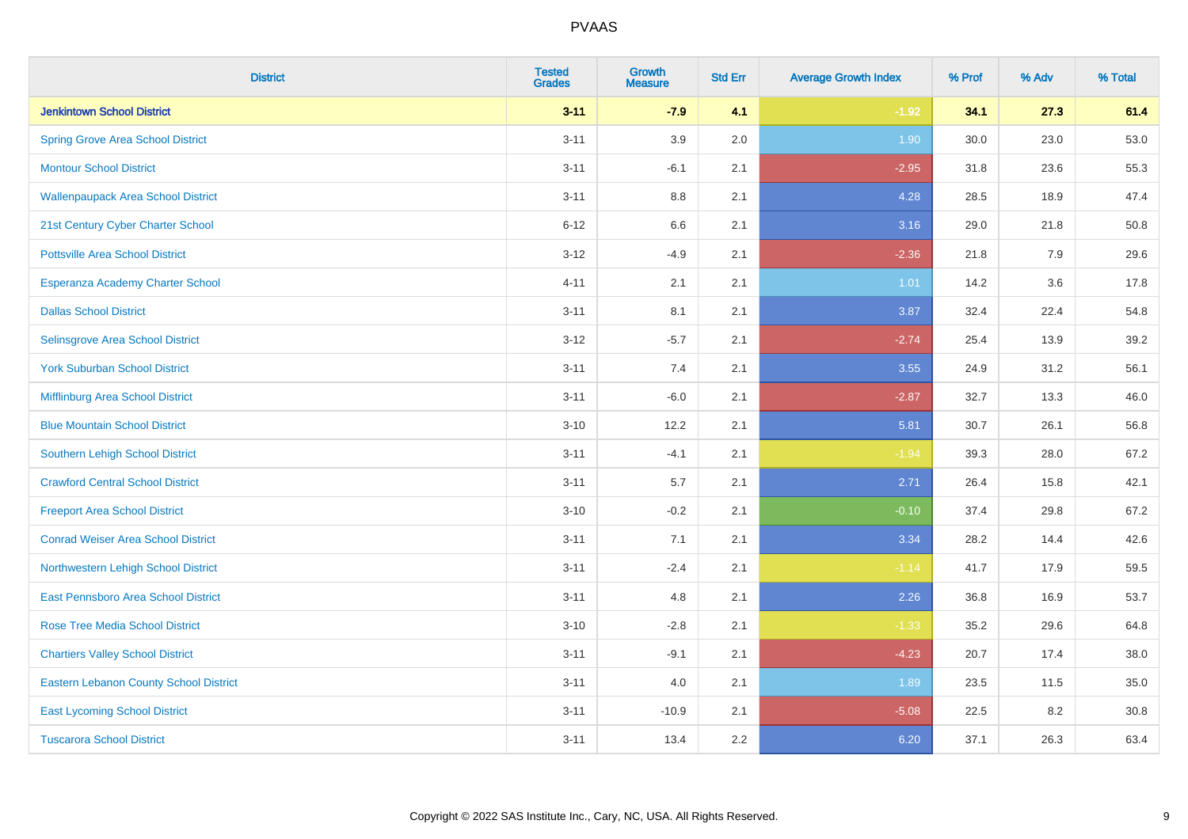| District | Tested Grades | Growth Measure | Std Err | Average Growth Index | % Prof | % Adv | % Total |
|---|---|---|---|---|---|---|---|
| **Jenkintown School District** | **3-11** | **-7.9** | **4.1** | **-1.92** | **34.1** | **27.3** | **61.4** |
| Spring Grove Area School District | 3-11 | 3.9 | 2.0 | 1.90 | 30.0 | 23.0 | 53.0 |
| Montour School District | 3-11 | -6.1 | 2.1 | -2.95 | 31.8 | 23.6 | 55.3 |
| Wallenpaupack Area School District | 3-11 | 8.8 | 2.1 | 4.28 | 28.5 | 18.9 | 47.4 |
| 21st Century Cyber Charter School | 6-12 | 6.6 | 2.1 | 3.16 | 29.0 | 21.8 | 50.8 |
| Pottsville Area School District | 3-12 | -4.9 | 2.1 | -2.36 | 21.8 | 7.9 | 29.6 |
| Esperanza Academy Charter School | 4-11 | 2.1 | 2.1 | 1.01 | 14.2 | 3.6 | 17.8 |
| Dallas School District | 3-11 | 8.1 | 2.1 | 3.87 | 32.4 | 22.4 | 54.8 |
| Selinsgrove Area School District | 3-12 | -5.7 | 2.1 | -2.74 | 25.4 | 13.9 | 39.2 |
| York Suburban School District | 3-11 | 7.4 | 2.1 | 3.55 | 24.9 | 31.2 | 56.1 |
| Mifflinburg Area School District | 3-11 | -6.0 | 2.1 | -2.87 | 32.7 | 13.3 | 46.0 |
| Blue Mountain School District | 3-10 | 12.2 | 2.1 | 5.81 | 30.7 | 26.1 | 56.8 |
| Southern Lehigh School District | 3-11 | -4.1 | 2.1 | -1.94 | 39.3 | 28.0 | 67.2 |
| Crawford Central School District | 3-11 | 5.7 | 2.1 | 2.71 | 26.4 | 15.8 | 42.1 |
| Freeport Area School District | 3-10 | -0.2 | 2.1 | -0.10 | 37.4 | 29.8 | 67.2 |
| Conrad Weiser Area School District | 3-11 | 7.1 | 2.1 | 3.34 | 28.2 | 14.4 | 42.6 |
| Northwestern Lehigh School District | 3-11 | -2.4 | 2.1 | -1.14 | 41.7 | 17.9 | 59.5 |
| East Pennsboro Area School District | 3-11 | 4.8 | 2.1 | 2.26 | 36.8 | 16.9 | 53.7 |
| Rose Tree Media School District | 3-10 | -2.8 | 2.1 | -1.33 | 35.2 | 29.6 | 64.8 |
| Chartiers Valley School District | 3-11 | -9.1 | 2.1 | -4.23 | 20.7 | 17.4 | 38.0 |
| Eastern Lebanon County School District | 3-11 | 4.0 | 2.1 | 1.89 | 23.5 | 11.5 | 35.0 |
| East Lycoming School District | 3-11 | -10.9 | 2.1 | -5.08 | 22.5 | 8.2 | 30.8 |
| Tuscarora School District | 3-11 | 13.4 | 2.2 | 6.20 | 37.1 | 26.3 | 63.4 |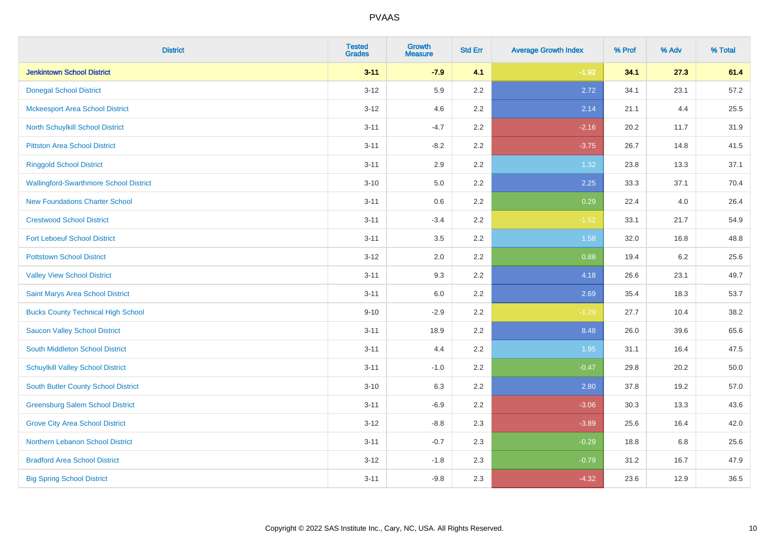# PVAAS

| District | Tested Grades | Growth Measure | Std Err | Average Growth Index | % Prof | % Adv | % Total |
|---|---|---|---|---|---|---|---|
| **Jenkintown School District** | **3-11** | **-7.9** | **4.1** | **-1.92** | **34.1** | **27.3** | **61.4** |
| Donegal School District | 3-12 | 5.9 | 2.2 | 2.72 | 34.1 | 23.1 | 57.2 |
| Mckeesport Area School District | 3-12 | 4.6 | 2.2 | 2.14 | 21.1 | 4.4 | 25.5 |
| North Schuylkill School District | 3-11 | -4.7 | 2.2 | -2.16 | 20.2 | 11.7 | 31.9 |
| Pittston Area School District | 3-11 | -8.2 | 2.2 | -3.75 | 26.7 | 14.8 | 41.5 |
| Ringgold School District | 3-11 | 2.9 | 2.2 | 1.32 | 23.8 | 13.3 | 37.1 |
| Wallingford-Swarthmore School District | 3-10 | 5.0 | 2.2 | 2.25 | 33.3 | 37.1 | 70.4 |
| New Foundations Charter School | 3-11 | 0.6 | 2.2 | 0.29 | 22.4 | 4.0 | 26.4 |
| Crestwood School District | 3-11 | -3.4 | 2.2 | -1.52 | 33.1 | 21.7 | 54.9 |
| Fort Leboeuf School District | 3-11 | 3.5 | 2.2 | 1.58 | 32.0 | 16.8 | 48.8 |
| Pottstown School District | 3-12 | 2.0 | 2.2 | 0.88 | 19.4 | 6.2 | 25.6 |
| Valley View School District | 3-11 | 9.3 | 2.2 | 4.18 | 26.6 | 23.1 | 49.7 |
| Saint Marys Area School District | 3-11 | 6.0 | 2.2 | 2.69 | 35.4 | 18.3 | 53.7 |
| Bucks County Technical High School | 9-10 | -2.9 | 2.2 | -1.29 | 27.7 | 10.4 | 38.2 |
| Saucon Valley School District | 3-11 | 18.9 | 2.2 | 8.48 | 26.0 | 39.6 | 65.6 |
| South Middleton School District | 3-11 | 4.4 | 2.2 | 1.95 | 31.1 | 16.4 | 47.5 |
| Schuylkill Valley School District | 3-11 | -1.0 | 2.2 | -0.47 | 29.8 | 20.2 | 50.0 |
| South Butler County School District | 3-10 | 6.3 | 2.2 | 2.80 | 37.8 | 19.2 | 57.0 |
| Greensburg Salem School District | 3-11 | -6.9 | 2.2 | -3.06 | 30.3 | 13.3 | 43.6 |
| Grove City Area School District | 3-12 | -8.8 | 2.3 | -3.89 | 25.6 | 16.4 | 42.0 |
| Northern Lebanon School District | 3-11 | -0.7 | 2.3 | -0.29 | 18.8 | 6.8 | 25.6 |
| Bradford Area School District | 3-12 | -1.8 | 2.3 | -0.79 | 31.2 | 16.7 | 47.9 |
| Big Spring School District | 3-11 | -9.8 | 2.3 | -4.32 | 23.6 | 12.9 | 36.5 |

Copyright © 2022 SAS Institute Inc., Cary, NC, USA. All Rights Reserved.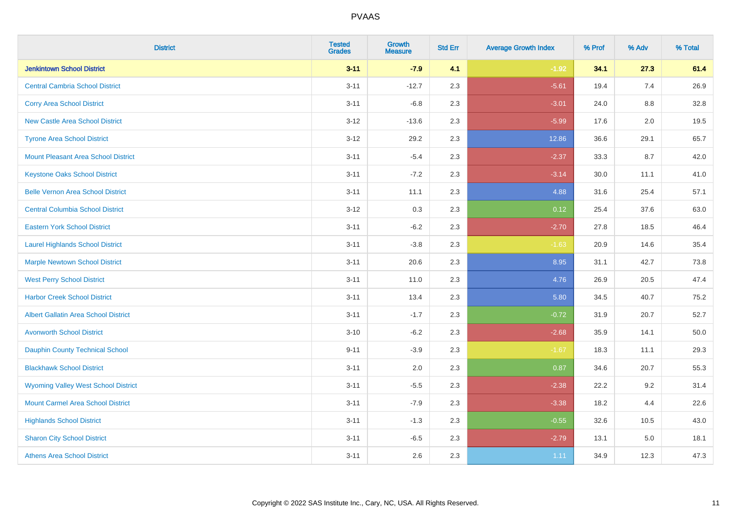| District | Tested Grades | Growth Measure | Std Err | Average Growth Index | % Prof | % Adv | % Total |
|---|---|---|---|---|---|---|---|
| **Jenkintown School District** | **3-11** | **-7.9** | **4.1** | **-1.92** | **34.1** | **27.3** | **61.4** |
| Central Cambria School District | 3-11 | -12.7 | 2.3 | -5.61 | 19.4 | 7.4 | 26.9 |
| Corry Area School District | 3-11 | -6.8 | 2.3 | -3.01 | 24.0 | 8.8 | 32.8 |
| New Castle Area School District | 3-12 | -13.6 | 2.3 | -5.99 | 17.6 | 2.0 | 19.5 |
| Tyrone Area School District | 3-12 | 29.2 | 2.3 | 12.86 | 36.6 | 29.1 | 65.7 |
| Mount Pleasant Area School District | 3-11 | -5.4 | 2.3 | -2.37 | 33.3 | 8.7 | 42.0 |
| Keystone Oaks School District | 3-11 | -7.2 | 2.3 | -3.14 | 30.0 | 11.1 | 41.0 |
| Belle Vernon Area School District | 3-11 | 11.1 | 2.3 | 4.88 | 31.6 | 25.4 | 57.1 |
| Central Columbia School District | 3-12 | 0.3 | 2.3 | 0.12 | 25.4 | 37.6 | 63.0 |
| Eastern York School District | 3-11 | -6.2 | 2.3 | -2.70 | 27.8 | 18.5 | 46.4 |
| Laurel Highlands School District | 3-11 | -3.8 | 2.3 | -1.63 | 20.9 | 14.6 | 35.4 |
| Marple Newtown School District | 3-11 | 20.6 | 2.3 | 8.95 | 31.1 | 42.7 | 73.8 |
| West Perry School District | 3-11 | 11.0 | 2.3 | 4.76 | 26.9 | 20.5 | 47.4 |
| Harbor Creek School District | 3-11 | 13.4 | 2.3 | 5.80 | 34.5 | 40.7 | 75.2 |
| Albert Gallatin Area School District | 3-11 | -1.7 | 2.3 | -0.72 | 31.9 | 20.7 | 52.7 |
| Avonworth School District | 3-10 | -6.2 | 2.3 | -2.68 | 35.9 | 14.1 | 50.0 |
| Dauphin County Technical School | 9-11 | -3.9 | 2.3 | -1.67 | 18.3 | 11.1 | 29.3 |
| Blackhawk School District | 3-11 | 2.0 | 2.3 | 0.87 | 34.6 | 20.7 | 55.3 |
| Wyoming Valley West School District | 3-11 | -5.5 | 2.3 | -2.38 | 22.2 | 9.2 | 31.4 |
| Mount Carmel Area School District | 3-11 | -7.9 | 2.3 | -3.38 | 18.2 | 4.4 | 22.6 |
| Highlands School District | 3-11 | -1.3 | 2.3 | -0.55 | 32.6 | 10.5 | 43.0 |
| Sharon City School District | 3-11 | -6.5 | 2.3 | -2.79 | 13.1 | 5.0 | 18.1 |
| Athens Area School District | 3-11 | 2.6 | 2.3 | 1.11 | 34.9 | 12.3 | 47.3 |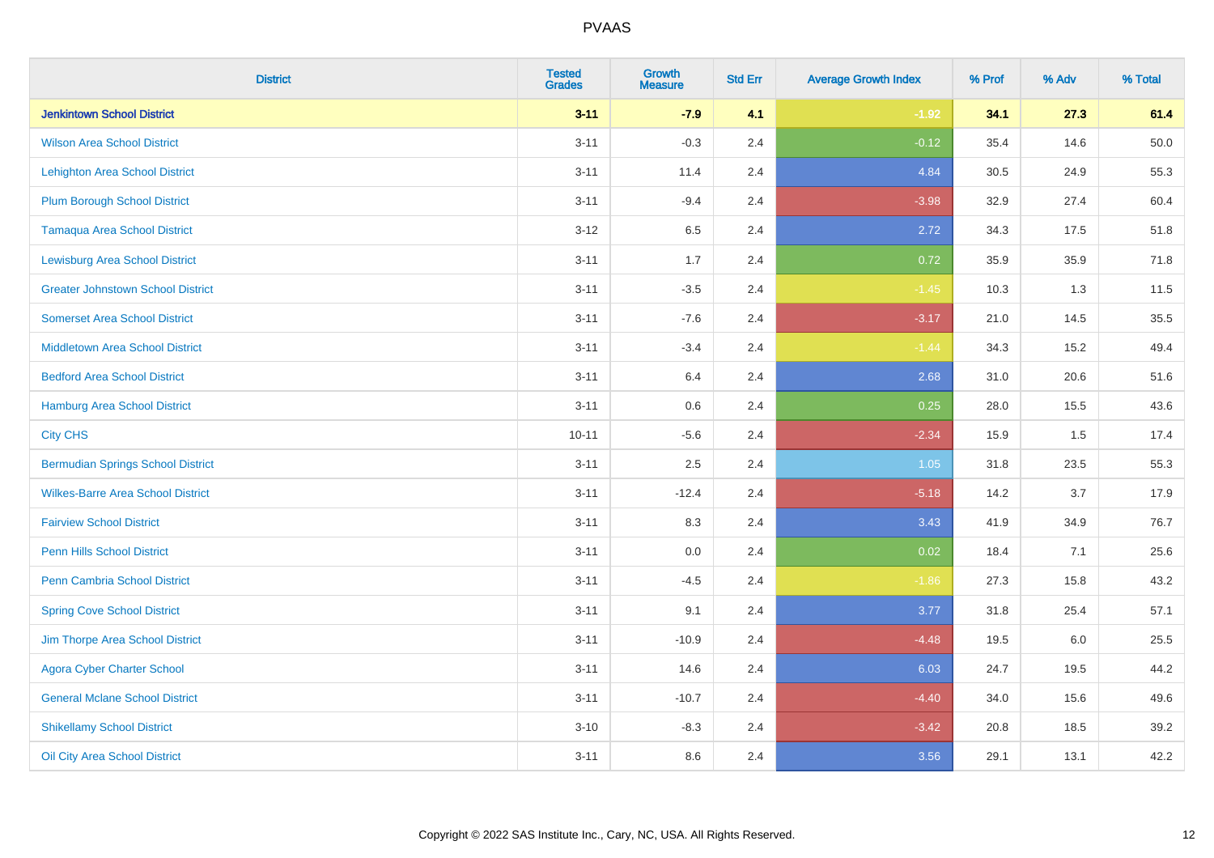| District | Tested Grades | Growth Measure | Std Err | Average Growth Index | % Prof | % Adv | % Total |
|---|---|---|---|---|---|---|---|
| **Jenkintown School District** | **3-11** | **-7.9** | **4.1** | **-1.92** | **34.1** | **27.3** | **61.4** |
| Wilson Area School District | 3-11 | -0.3 | 2.4 | -0.12 | 35.4 | 14.6 | 50.0 |
| Lehighton Area School District | 3-11 | 11.4 | 2.4 | 4.84 | 30.5 | 24.9 | 55.3 |
| Plum Borough School District | 3-11 | -9.4 | 2.4 | -3.98 | 32.9 | 27.4 | 60.4 |
| Tamaqua Area School District | 3-12 | 6.5 | 2.4 | 2.72 | 34.3 | 17.5 | 51.8 |
| Lewisburg Area School District | 3-11 | 1.7 | 2.4 | 0.72 | 35.9 | 35.9 | 71.8 |
| Greater Johnstown School District | 3-11 | -3.5 | 2.4 | -1.45 | 10.3 | 1.3 | 11.5 |
| Somerset Area School District | 3-11 | -7.6 | 2.4 | -3.17 | 21.0 | 14.5 | 35.5 |
| Middletown Area School District | 3-11 | -3.4 | 2.4 | -1.44 | 34.3 | 15.2 | 49.4 |
| Bedford Area School District | 3-11 | 6.4 | 2.4 | 2.68 | 31.0 | 20.6 | 51.6 |
| Hamburg Area School District | 3-11 | 0.6 | 2.4 | 0.25 | 28.0 | 15.5 | 43.6 |
| City CHS | 10-11 | -5.6 | 2.4 | -2.34 | 15.9 | 1.5 | 17.4 |
| Bermudian Springs School District | 3-11 | 2.5 | 2.4 | 1.05 | 31.8 | 23.5 | 55.3 |
| Wilkes-Barre Area School District | 3-11 | -12.4 | 2.4 | -5.18 | 14.2 | 3.7 | 17.9 |
| Fairview School District | 3-11 | 8.3 | 2.4 | 3.43 | 41.9 | 34.9 | 76.7 |
| Penn Hills School District | 3-11 | 0.0 | 2.4 | 0.02 | 18.4 | 7.1 | 25.6 |
| Penn Cambria School District | 3-11 | -4.5 | 2.4 | -1.86 | 27.3 | 15.8 | 43.2 |
| Spring Cove School District | 3-11 | 9.1 | 2.4 | 3.77 | 31.8 | 25.4 | 57.1 |
| Jim Thorpe Area School District | 3-11 | -10.9 | 2.4 | -4.48 | 19.5 | 6.0 | 25.5 |
| Agora Cyber Charter School | 3-11 | 14.6 | 2.4 | 6.03 | 24.7 | 19.5 | 44.2 |
| General Mclane School District | 3-11 | -10.7 | 2.4 | -4.40 | 34.0 | 15.6 | 49.6 |
| Shikellamy School District | 3-10 | -8.3 | 2.4 | -3.42 | 20.8 | 18.5 | 39.2 |
| Oil City Area School District | 3-11 | 8.6 | 2.4 | 3.56 | 29.1 | 13.1 | 42.2 |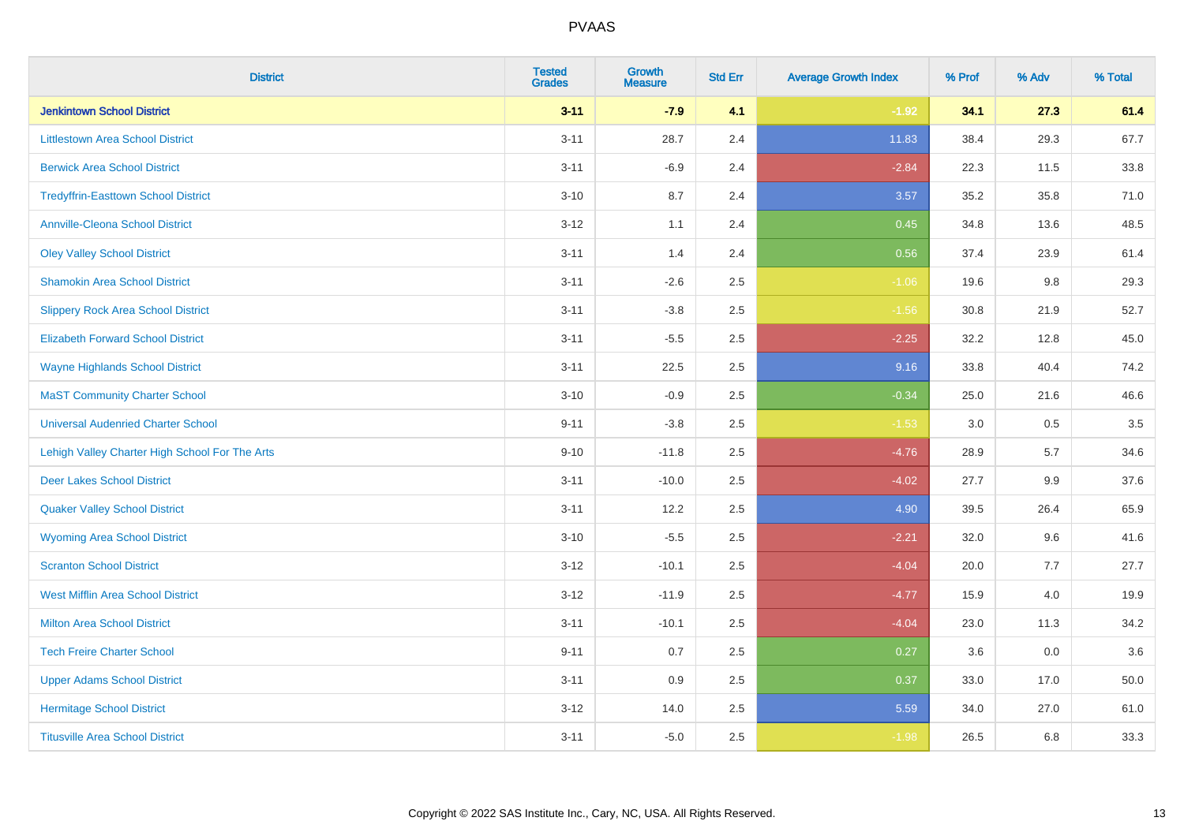| District | Tested Grades | Growth Measure | Std Err | Average Growth Index | % Prof | % Adv | % Total |
|---|---|---|---|---|---|---|---|
| **Jenkintown School District** | **3-11** | **-7.9** | **4.1** | **-1.92** | **34.1** | **27.3** | **61.4** |
| Littlestown Area School District | 3-11 | 28.7 | 2.4 | 11.83 | 38.4 | 29.3 | 67.7 |
| Berwick Area School District | 3-11 | -6.9 | 2.4 | -2.84 | 22.3 | 11.5 | 33.8 |
| Tredyffrin-Easttown School District | 3-10 | 8.7 | 2.4 | 3.57 | 35.2 | 35.8 | 71.0 |
| Annville-Cleona School District | 3-12 | 1.1 | 2.4 | 0.45 | 34.8 | 13.6 | 48.5 |
| Oley Valley School District | 3-11 | 1.4 | 2.4 | 0.56 | 37.4 | 23.9 | 61.4 |
| Shamokin Area School District | 3-11 | -2.6 | 2.5 | -1.06 | 19.6 | 9.8 | 29.3 |
| Slippery Rock Area School District | 3-11 | -3.8 | 2.5 | -1.56 | 30.8 | 21.9 | 52.7 |
| Elizabeth Forward School District | 3-11 | -5.5 | 2.5 | -2.25 | 32.2 | 12.8 | 45.0 |
| Wayne Highlands School District | 3-11 | 22.5 | 2.5 | 9.16 | 33.8 | 40.4 | 74.2 |
| MaST Community Charter School | 3-10 | -0.9 | 2.5 | -0.34 | 25.0 | 21.6 | 46.6 |
| Universal Audenried Charter School | 9-11 | -3.8 | 2.5 | -1.53 | 3.0 | 0.5 | 3.5 |
| Lehigh Valley Charter High School For The Arts | 9-10 | -11.8 | 2.5 | -4.76 | 28.9 | 5.7 | 34.6 |
| Deer Lakes School District | 3-11 | -10.0 | 2.5 | -4.02 | 27.7 | 9.9 | 37.6 |
| Quaker Valley School District | 3-11 | 12.2 | 2.5 | 4.90 | 39.5 | 26.4 | 65.9 |
| Wyoming Area School District | 3-10 | -5.5 | 2.5 | -2.21 | 32.0 | 9.6 | 41.6 |
| Scranton School District | 3-12 | -10.1 | 2.5 | -4.04 | 20.0 | 7.7 | 27.7 |
| West Mifflin Area School District | 3-12 | -11.9 | 2.5 | -4.77 | 15.9 | 4.0 | 19.9 |
| Milton Area School District | 3-11 | -10.1 | 2.5 | -4.04 | 23.0 | 11.3 | 34.2 |
| Tech Freire Charter School | 9-11 | 0.7 | 2.5 | 0.27 | 3.6 | 0.0 | 3.6 |
| Upper Adams School District | 3-11 | 0.9 | 2.5 | 0.37 | 33.0 | 17.0 | 50.0 |
| Hermitage School District | 3-12 | 14.0 | 2.5 | 5.59 | 34.0 | 27.0 | 61.0 |
| Titusville Area School District | 3-11 | -5.0 | 2.5 | -1.98 | 26.5 | 6.8 | 33.3 |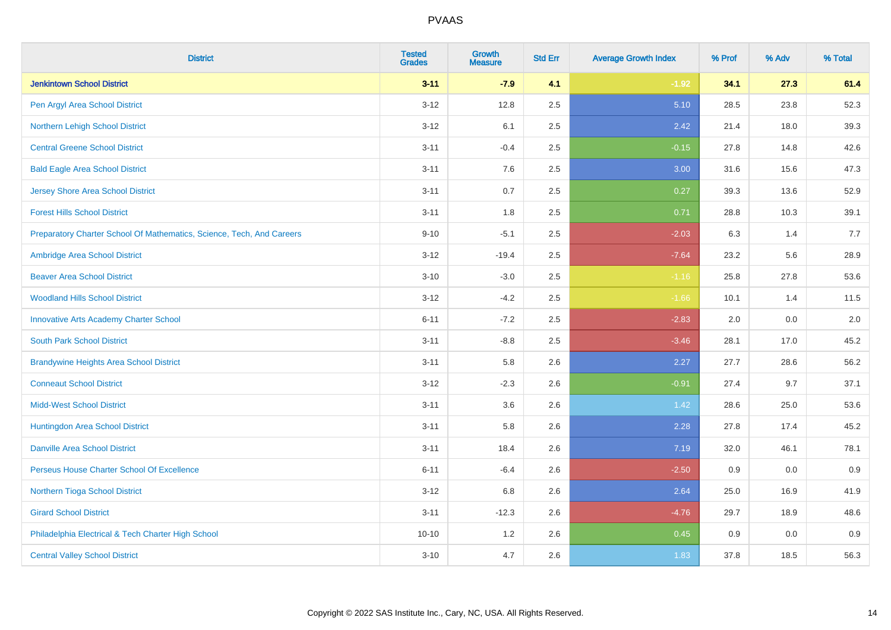# PVAAS

| District | Tested Grades | Growth Measure | Std Err | Average Growth Index | % Prof | % Adv | % Total |
|---|---|---|---|---|---|---|---|
| **Jenkintown School District** | **3-11** | **-7.9** | **4.1** | **-1.92** | **34.1** | **27.3** | **61.4** |
| Pen Argyl Area School District | 3-12 | 12.8 | 2.5 | 5.10 | 28.5 | 23.8 | 52.3 |
| Northern Lehigh School District | 3-12 | 6.1 | 2.5 | 2.42 | 21.4 | 18.0 | 39.3 |
| Central Greene School District | 3-11 | -0.4 | 2.5 | -0.15 | 27.8 | 14.8 | 42.6 |
| Bald Eagle Area School District | 3-11 | 7.6 | 2.5 | 3.00 | 31.6 | 15.6 | 47.3 |
| Jersey Shore Area School District | 3-11 | 0.7 | 2.5 | 0.27 | 39.3 | 13.6 | 52.9 |
| Forest Hills School District | 3-11 | 1.8 | 2.5 | 0.71 | 28.8 | 10.3 | 39.1 |
| Preparatory Charter School Of Mathematics, Science, Tech, And Careers | 9-10 | -5.1 | 2.5 | -2.03 | 6.3 | 1.4 | 7.7 |
| Ambridge Area School District | 3-12 | -19.4 | 2.5 | -7.64 | 23.2 | 5.6 | 28.9 |
| Beaver Area School District | 3-10 | -3.0 | 2.5 | -1.16 | 25.8 | 27.8 | 53.6 |
| Woodland Hills School District | 3-12 | -4.2 | 2.5 | -1.66 | 10.1 | 1.4 | 11.5 |
| Innovative Arts Academy Charter School | 6-11 | -7.2 | 2.5 | -2.83 | 2.0 | 0.0 | 2.0 |
| South Park School District | 3-11 | -8.8 | 2.5 | -3.46 | 28.1 | 17.0 | 45.2 |
| Brandywine Heights Area School District | 3-11 | 5.8 | 2.6 | 2.27 | 27.7 | 28.6 | 56.2 |
| Conneaut School District | 3-12 | -2.3 | 2.6 | -0.91 | 27.4 | 9.7 | 37.1 |
| Midd-West School District | 3-11 | 3.6 | 2.6 | 1.42 | 28.6 | 25.0 | 53.6 |
| Huntingdon Area School District | 3-11 | 5.8 | 2.6 | 2.28 | 27.8 | 17.4 | 45.2 |
| Danville Area School District | 3-11 | 18.4 | 2.6 | 7.19 | 32.0 | 46.1 | 78.1 |
| Perseus House Charter School Of Excellence | 6-11 | -6.4 | 2.6 | -2.50 | 0.9 | 0.0 | 0.9 |
| Northern Tioga School District | 3-12 | 6.8 | 2.6 | 2.64 | 25.0 | 16.9 | 41.9 |
| Girard School District | 3-11 | -12.3 | 2.6 | -4.76 | 29.7 | 18.9 | 48.6 |
| Philadelphia Electrical & Tech Charter High School | 10-10 | 1.2 | 2.6 | 0.45 | 0.9 | 0.0 | 0.9 |
| Central Valley School District | 3-10 | 4.7 | 2.6 | 1.83 | 37.8 | 18.5 | 56.3 |

Copyright © 2022 SAS Institute Inc., Cary, NC, USA. All Rights Reserved.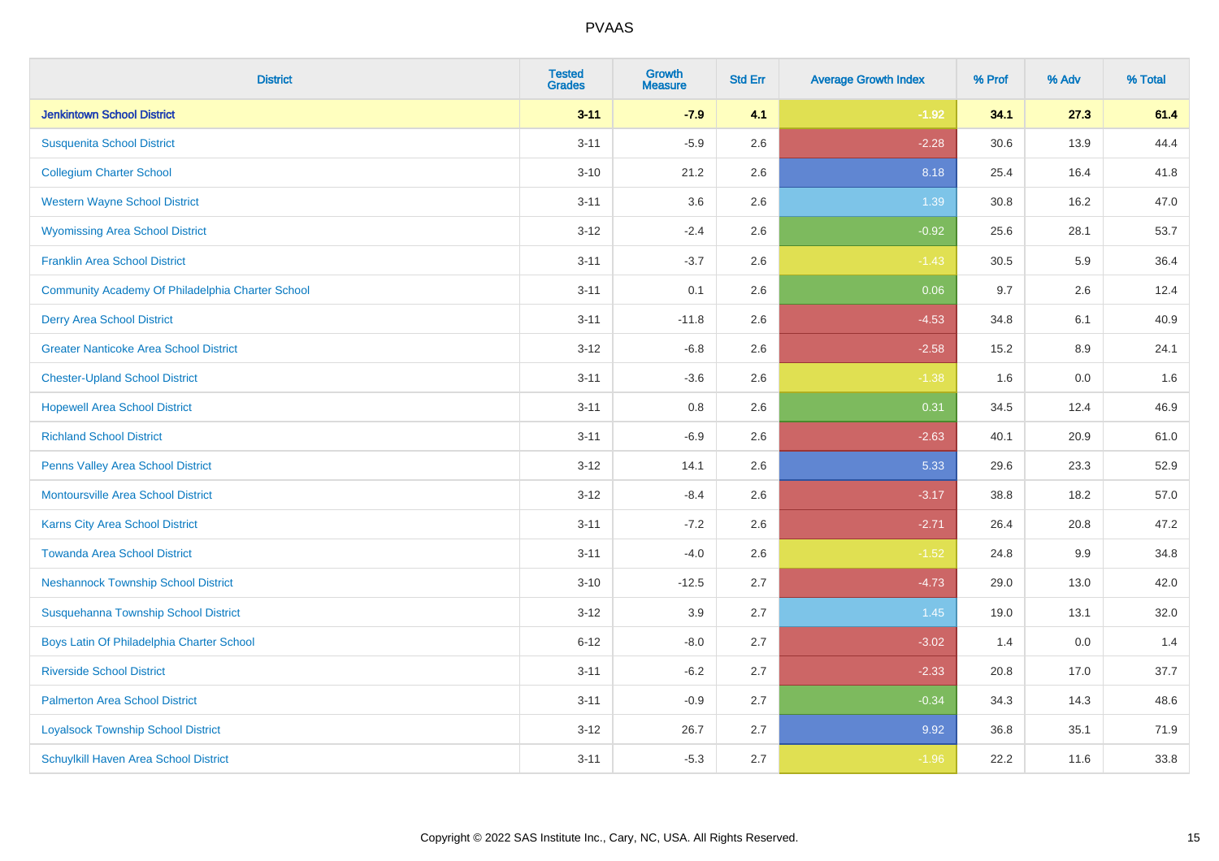| District | Tested Grades | Growth Measure | Std Err | Average Growth Index | % Prof | % Adv | % Total |
|---|---|---|---|---|---|---|---|
| **Jenkintown School District** | **3-11** | **-7.9** | **4.1** | **-1.92** | **34.1** | **27.3** | **61.4** |
| Susquenita School District | 3-11 | -5.9 | 2.6 | -2.28 | 30.6 | 13.9 | 44.4 |
| Collegium Charter School | 3-10 | 21.2 | 2.6 | 8.18 | 25.4 | 16.4 | 41.8 |
| Western Wayne School District | 3-11 | 3.6 | 2.6 | 1.39 | 30.8 | 16.2 | 47.0 |
| Wyomissing Area School District | 3-12 | -2.4 | 2.6 | -0.92 | 25.6 | 28.1 | 53.7 |
| Franklin Area School District | 3-11 | -3.7 | 2.6 | -1.43 | 30.5 | 5.9 | 36.4 |
| Community Academy Of Philadelphia Charter School | 3-11 | 0.1 | 2.6 | 0.06 | 9.7 | 2.6 | 12.4 |
| Derry Area School District | 3-11 | -11.8 | 2.6 | -4.53 | 34.8 | 6.1 | 40.9 |
| Greater Nanticoke Area School District | 3-12 | -6.8 | 2.6 | -2.58 | 15.2 | 8.9 | 24.1 |
| Chester-Upland School District | 3-11 | -3.6 | 2.6 | -1.38 | 1.6 | 0.0 | 1.6 |
| Hopewell Area School District | 3-11 | 0.8 | 2.6 | 0.31 | 34.5 | 12.4 | 46.9 |
| Richland School District | 3-11 | -6.9 | 2.6 | -2.63 | 40.1 | 20.9 | 61.0 |
| Penns Valley Area School District | 3-12 | 14.1 | 2.6 | 5.33 | 29.6 | 23.3 | 52.9 |
| Montoursville Area School District | 3-12 | -8.4 | 2.6 | -3.17 | 38.8 | 18.2 | 57.0 |
| Karns City Area School District | 3-11 | -7.2 | 2.6 | -2.71 | 26.4 | 20.8 | 47.2 |
| Towanda Area School District | 3-11 | -4.0 | 2.6 | -1.52 | 24.8 | 9.9 | 34.8 |
| Neshannock Township School District | 3-10 | -12.5 | 2.7 | -4.73 | 29.0 | 13.0 | 42.0 |
| Susquehanna Township School District | 3-12 | 3.9 | 2.7 | 1.45 | 19.0 | 13.1 | 32.0 |
| Boys Latin Of Philadelphia Charter School | 6-12 | -8.0 | 2.7 | -3.02 | 1.4 | 0.0 | 1.4 |
| Riverside School District | 3-11 | -6.2 | 2.7 | -2.33 | 20.8 | 17.0 | 37.7 |
| Palmerton Area School District | 3-11 | -0.9 | 2.7 | -0.34 | 34.3 | 14.3 | 48.6 |
| Loyalsock Township School District | 3-12 | 26.7 | 2.7 | 9.92 | 36.8 | 35.1 | 71.9 |
| Schuylkill Haven Area School District | 3-11 | -5.3 | 2.7 | -1.96 | 22.2 | 11.6 | 33.8 |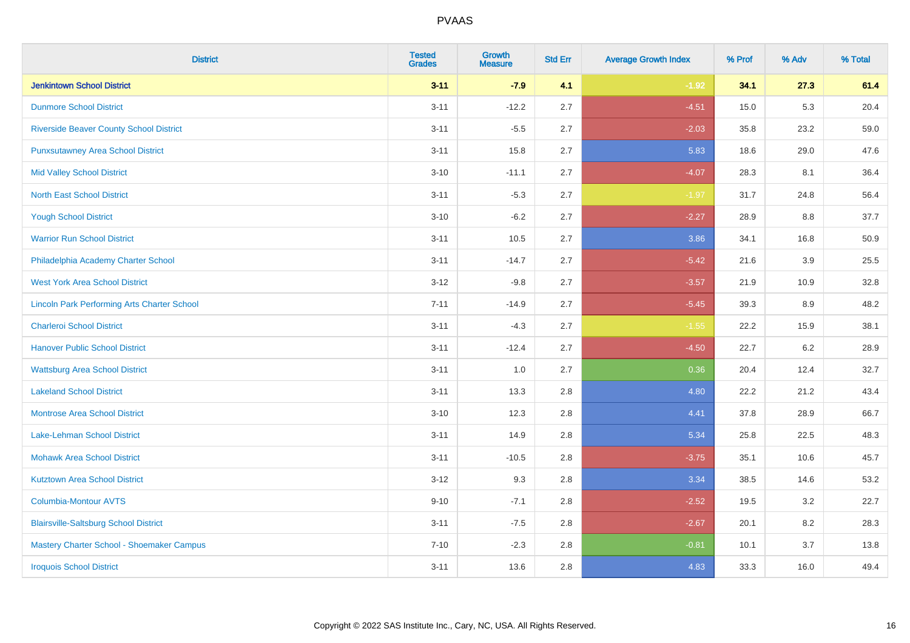| District | Tested Grades | Growth Measure | Std Err | Average Growth Index | % Prof | % Adv | % Total |
|---|---|---|---|---|---|---|---|
| **Jenkintown School District** | **3-11** | **-7.9** | **4.1** | **-1.92** | **34.1** | **27.3** | **61.4** |
| Dunmore School District | 3-11 | -12.2 | 2.7 | -4.51 | 15.0 | 5.3 | 20.4 |
| Riverside Beaver County School District | 3-11 | -5.5 | 2.7 | -2.03 | 35.8 | 23.2 | 59.0 |
| Punxsutawney Area School District | 3-11 | 15.8 | 2.7 | 5.83 | 18.6 | 29.0 | 47.6 |
| Mid Valley School District | 3-10 | -11.1 | 2.7 | -4.07 | 28.3 | 8.1 | 36.4 |
| North East School District | 3-11 | -5.3 | 2.7 | -1.97 | 31.7 | 24.8 | 56.4 |
| Yough School District | 3-10 | -6.2 | 2.7 | -2.27 | 28.9 | 8.8 | 37.7 |
| Warrior Run School District | 3-11 | 10.5 | 2.7 | 3.86 | 34.1 | 16.8 | 50.9 |
| Philadelphia Academy Charter School | 3-11 | -14.7 | 2.7 | -5.42 | 21.6 | 3.9 | 25.5 |
| West York Area School District | 3-12 | -9.8 | 2.7 | -3.57 | 21.9 | 10.9 | 32.8 |
| Lincoln Park Performing Arts Charter School | 7-11 | -14.9 | 2.7 | -5.45 | 39.3 | 8.9 | 48.2 |
| Charleroi School District | 3-11 | -4.3 | 2.7 | -1.55 | 22.2 | 15.9 | 38.1 |
| Hanover Public School District | 3-11 | -12.4 | 2.7 | -4.50 | 22.7 | 6.2 | 28.9 |
| Wattsburg Area School District | 3-11 | 1.0 | 2.7 | 0.36 | 20.4 | 12.4 | 32.7 |
| Lakeland School District | 3-11 | 13.3 | 2.8 | 4.80 | 22.2 | 21.2 | 43.4 |
| Montrose Area School District | 3-10 | 12.3 | 2.8 | 4.41 | 37.8 | 28.9 | 66.7 |
| Lake-Lehman School District | 3-11 | 14.9 | 2.8 | 5.34 | 25.8 | 22.5 | 48.3 |
| Mohawk Area School District | 3-11 | -10.5 | 2.8 | -3.75 | 35.1 | 10.6 | 45.7 |
| Kutztown Area School District | 3-12 | 9.3 | 2.8 | 3.34 | 38.5 | 14.6 | 53.2 |
| Columbia-Montour AVTS | 9-10 | -7.1 | 2.8 | -2.52 | 19.5 | 3.2 | 22.7 |
| Blairsville-Saltsburg School District | 3-11 | -7.5 | 2.8 | -2.67 | 20.1 | 8.2 | 28.3 |
| Mastery Charter School - Shoemaker Campus | 7-10 | -2.3 | 2.8 | -0.81 | 10.1 | 3.7 | 13.8 |
| Iroquois School District | 3-11 | 13.6 | 2.8 | 4.83 | 33.3 | 16.0 | 49.4 |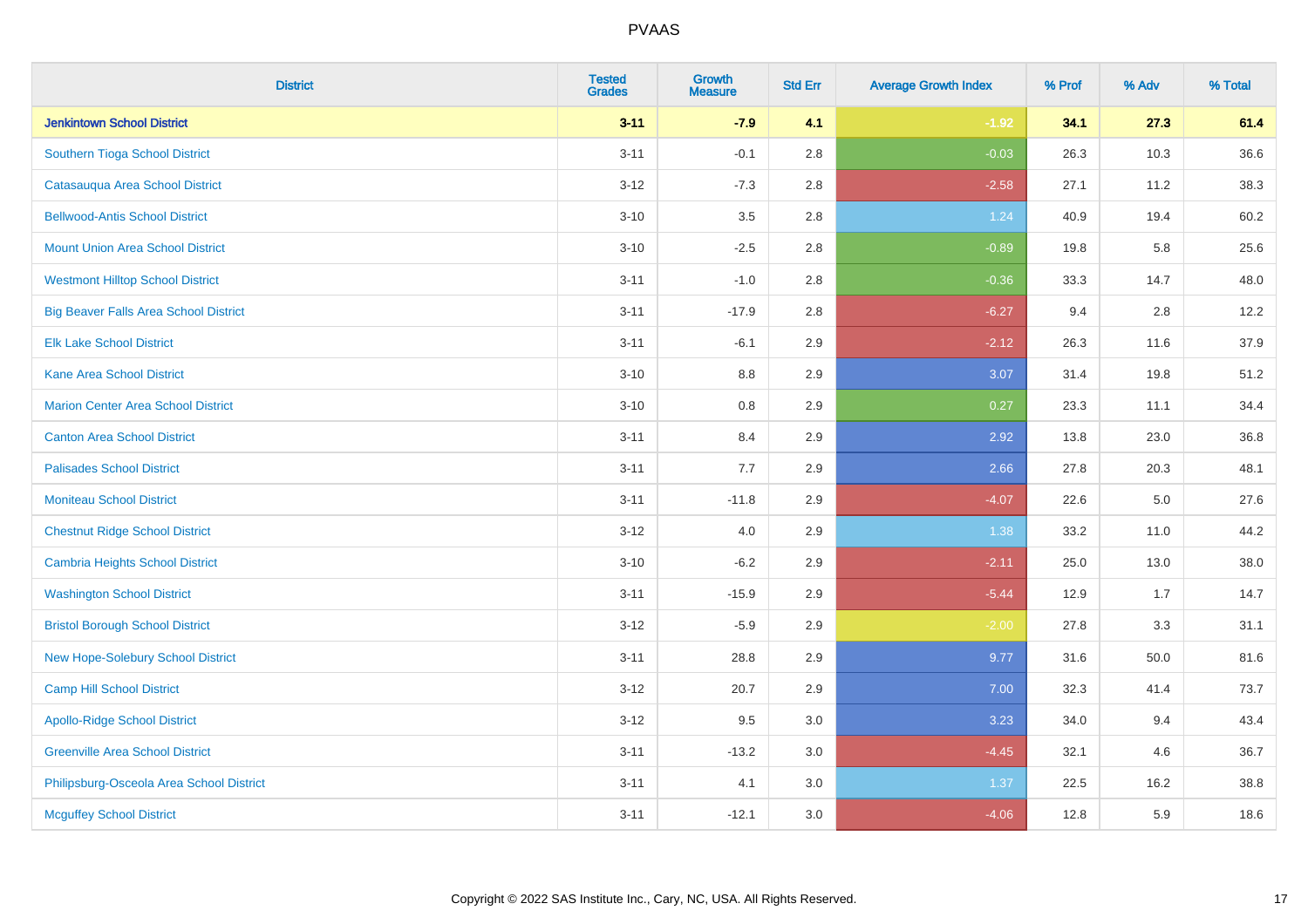# PVAAS

| District | Tested Grades | Growth Measure | Std Err | Average Growth Index | % Prof | % Adv | % Total |
|---|---|---|---|---|---|---|---|
| **Jenkintown School District** | **3-11** | **-7.9** | **4.1** | **-1.92** | **34.1** | **27.3** | **61.4** |
| Southern Tioga School District | 3-11 | -0.1 | 2.8 | -0.03 | 26.3 | 10.3 | 36.6 |
| Catasauqua Area School District | 3-12 | -7.3 | 2.8 | -2.58 | 27.1 | 11.2 | 38.3 |
| Bellwood-Antis School District | 3-10 | 3.5 | 2.8 | 1.24 | 40.9 | 19.4 | 60.2 |
| Mount Union Area School District | 3-10 | -2.5 | 2.8 | -0.89 | 19.8 | 5.8 | 25.6 |
| Westmont Hilltop School District | 3-11 | -1.0 | 2.8 | -0.36 | 33.3 | 14.7 | 48.0 |
| Big Beaver Falls Area School District | 3-11 | -17.9 | 2.8 | -6.27 | 9.4 | 2.8 | 12.2 |
| Elk Lake School District | 3-11 | -6.1 | 2.9 | -2.12 | 26.3 | 11.6 | 37.9 |
| Kane Area School District | 3-10 | 8.8 | 2.9 | 3.07 | 31.4 | 19.8 | 51.2 |
| Marion Center Area School District | 3-10 | 0.8 | 2.9 | 0.27 | 23.3 | 11.1 | 34.4 |
| Canton Area School District | 3-11 | 8.4 | 2.9 | 2.92 | 13.8 | 23.0 | 36.8 |
| Palisades School District | 3-11 | 7.7 | 2.9 | 2.66 | 27.8 | 20.3 | 48.1 |
| Moniteau School District | 3-11 | -11.8 | 2.9 | -4.07 | 22.6 | 5.0 | 27.6 |
| Chestnut Ridge School District | 3-12 | 4.0 | 2.9 | 1.38 | 33.2 | 11.0 | 44.2 |
| Cambria Heights School District | 3-10 | -6.2 | 2.9 | -2.11 | 25.0 | 13.0 | 38.0 |
| Washington School District | 3-11 | -15.9 | 2.9 | -5.44 | 12.9 | 1.7 | 14.7 |
| Bristol Borough School District | 3-12 | -5.9 | 2.9 | -2.00 | 27.8 | 3.3 | 31.1 |
| New Hope-Solebury School District | 3-11 | 28.8 | 2.9 | 9.77 | 31.6 | 50.0 | 81.6 |
| Camp Hill School District | 3-12 | 20.7 | 2.9 | 7.00 | 32.3 | 41.4 | 73.7 |
| Apollo-Ridge School District | 3-12 | 9.5 | 3.0 | 3.23 | 34.0 | 9.4 | 43.4 |
| Greenville Area School District | 3-11 | -13.2 | 3.0 | -4.45 | 32.1 | 4.6 | 36.7 |
| Philipsburg-Osceola Area School District | 3-11 | 4.1 | 3.0 | 1.37 | 22.5 | 16.2 | 38.8 |
| Mcguffey School District | 3-11 | -12.1 | 3.0 | -4.06 | 12.8 | 5.9 | 18.6 |

Copyright © 2022 SAS Institute Inc., Cary, NC, USA. All Rights Reserved.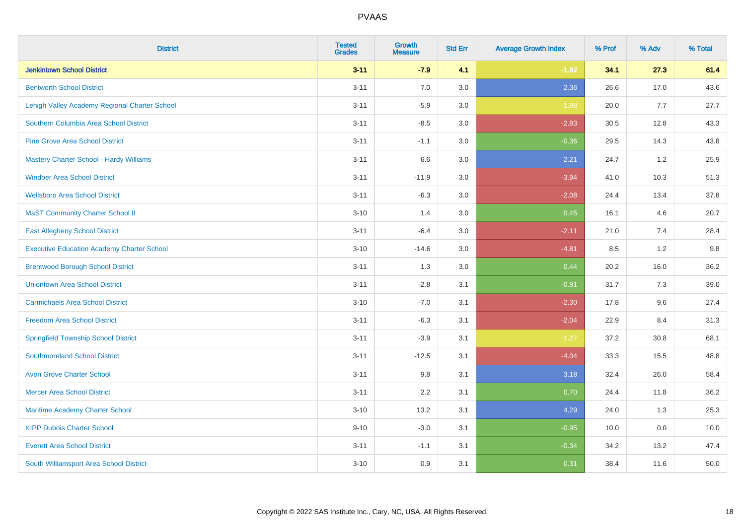| District | Tested Grades | Growth Measure | Std Err | Average Growth Index | % Prof | % Adv | % Total |
|---|---|---|---|---|---|---|---|
| **Jenkintown School District** | **3-11** | **-7.9** | **4.1** | **-1.92** | **34.1** | **27.3** | **61.4** |
| Bentworth School District | 3-11 | 7.0 | 3.0 | 2.36 | 26.6 | 17.0 | 43.6 |
| Lehigh Valley Academy Regional Charter School | 3-11 | -5.9 | 3.0 | -1.98 | 20.0 | 7.7 | 27.7 |
| Southern Columbia Area School District | 3-11 | -8.5 | 3.0 | -2.83 | 30.5 | 12.8 | 43.3 |
| Pine Grove Area School District | 3-11 | -1.1 | 3.0 | -0.36 | 29.5 | 14.3 | 43.8 |
| Mastery Charter School - Hardy Williams | 3-11 | 6.6 | 3.0 | 2.21 | 24.7 | 1.2 | 25.9 |
| Windber Area School District | 3-11 | -11.9 | 3.0 | -3.94 | 41.0 | 10.3 | 51.3 |
| Wellsboro Area School District | 3-11 | -6.3 | 3.0 | -2.08 | 24.4 | 13.4 | 37.8 |
| MaST Community Charter School II | 3-10 | 1.4 | 3.0 | 0.45 | 16.1 | 4.6 | 20.7 |
| East Allegheny School District | 3-11 | -6.4 | 3.0 | -2.11 | 21.0 | 7.4 | 28.4 |
| Executive Education Academy Charter School | 3-10 | -14.6 | 3.0 | -4.81 | 8.5 | 1.2 | 9.8 |
| Brentwood Borough School District | 3-11 | 1.3 | 3.0 | 0.44 | 20.2 | 16.0 | 36.2 |
| Uniontown Area School District | 3-11 | -2.8 | 3.1 | -0.91 | 31.7 | 7.3 | 39.0 |
| Carmichaels Area School District | 3-10 | -7.0 | 3.1 | -2.30 | 17.8 | 9.6 | 27.4 |
| Freedom Area School District | 3-11 | -6.3 | 3.1 | -2.04 | 22.9 | 8.4 | 31.3 |
| Springfield Township School District | 3-11 | -3.9 | 3.1 | -1.27 | 37.2 | 30.8 | 68.1 |
| Southmoreland School District | 3-11 | -12.5 | 3.1 | -4.04 | 33.3 | 15.5 | 48.8 |
| Avon Grove Charter School | 3-11 | 9.8 | 3.1 | 3.18 | 32.4 | 26.0 | 58.4 |
| Mercer Area School District | 3-11 | 2.2 | 3.1 | 0.70 | 24.4 | 11.8 | 36.2 |
| Maritime Academy Charter School | 3-10 | 13.2 | 3.1 | 4.29 | 24.0 | 1.3 | 25.3 |
| KIPP Dubois Charter School | 9-10 | -3.0 | 3.1 | -0.95 | 10.0 | 0.0 | 10.0 |
| Everett Area School District | 3-11 | -1.1 | 3.1 | -0.34 | 34.2 | 13.2 | 47.4 |
| South Williamsport Area School District | 3-10 | 0.9 | 3.1 | 0.31 | 38.4 | 11.6 | 50.0 |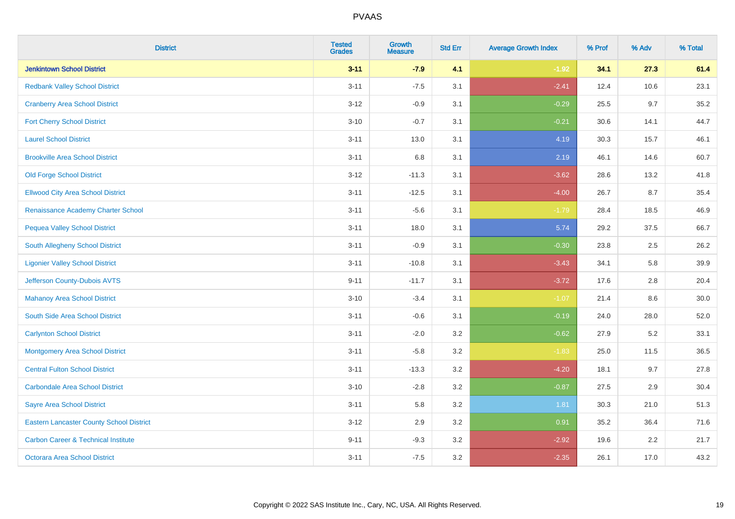# PVAAS

| District | Tested Grades | Growth Measure | Std Err | Average Growth Index | % Prof | % Adv | % Total |
|---|---|---|---|---|---|---|---|
| **Jenkintown School District** | **3-11** | **-7.9** | **4.1** | **-1.92** | **34.1** | **27.3** | **61.4** |
| Redbank Valley School District | 3-11 | -7.5 | 3.1 | -2.41 | 12.4 | 10.6 | 23.1 |
| Cranberry Area School District | 3-12 | -0.9 | 3.1 | -0.29 | 25.5 | 9.7 | 35.2 |
| Fort Cherry School District | 3-10 | -0.7 | 3.1 | -0.21 | 30.6 | 14.1 | 44.7 |
| Laurel School District | 3-11 | 13.0 | 3.1 | 4.19 | 30.3 | 15.7 | 46.1 |
| Brookville Area School District | 3-11 | 6.8 | 3.1 | 2.19 | 46.1 | 14.6 | 60.7 |
| Old Forge School District | 3-12 | -11.3 | 3.1 | -3.62 | 28.6 | 13.2 | 41.8 |
| Ellwood City Area School District | 3-11 | -12.5 | 3.1 | -4.00 | 26.7 | 8.7 | 35.4 |
| Renaissance Academy Charter School | 3-11 | -5.6 | 3.1 | -1.79 | 28.4 | 18.5 | 46.9 |
| Pequea Valley School District | 3-11 | 18.0 | 3.1 | 5.74 | 29.2 | 37.5 | 66.7 |
| South Allegheny School District | 3-11 | -0.9 | 3.1 | -0.30 | 23.8 | 2.5 | 26.2 |
| Ligonier Valley School District | 3-11 | -10.8 | 3.1 | -3.43 | 34.1 | 5.8 | 39.9 |
| Jefferson County-Dubois AVTS | 9-11 | -11.7 | 3.1 | -3.72 | 17.6 | 2.8 | 20.4 |
| Mahanoy Area School District | 3-10 | -3.4 | 3.1 | -1.07 | 21.4 | 8.6 | 30.0 |
| South Side Area School District | 3-11 | -0.6 | 3.1 | -0.19 | 24.0 | 28.0 | 52.0 |
| Carlynton School District | 3-11 | -2.0 | 3.2 | -0.62 | 27.9 | 5.2 | 33.1 |
| Montgomery Area School District | 3-11 | -5.8 | 3.2 | -1.83 | 25.0 | 11.5 | 36.5 |
| Central Fulton School District | 3-11 | -13.3 | 3.2 | -4.20 | 18.1 | 9.7 | 27.8 |
| Carbondale Area School District | 3-10 | -2.8 | 3.2 | -0.87 | 27.5 | 2.9 | 30.4 |
| Sayre Area School District | 3-11 | 5.8 | 3.2 | 1.81 | 30.3 | 21.0 | 51.3 |
| Eastern Lancaster County School District | 3-12 | 2.9 | 3.2 | 0.91 | 35.2 | 36.4 | 71.6 |
| Carbon Career & Technical Institute | 9-11 | -9.3 | 3.2 | -2.92 | 19.6 | 2.2 | 21.7 |
| Octorara Area School District | 3-11 | -7.5 | 3.2 | -2.35 | 26.1 | 17.0 | 43.2 |

Copyright © 2022 SAS Institute Inc., Cary, NC, USA. All Rights Reserved.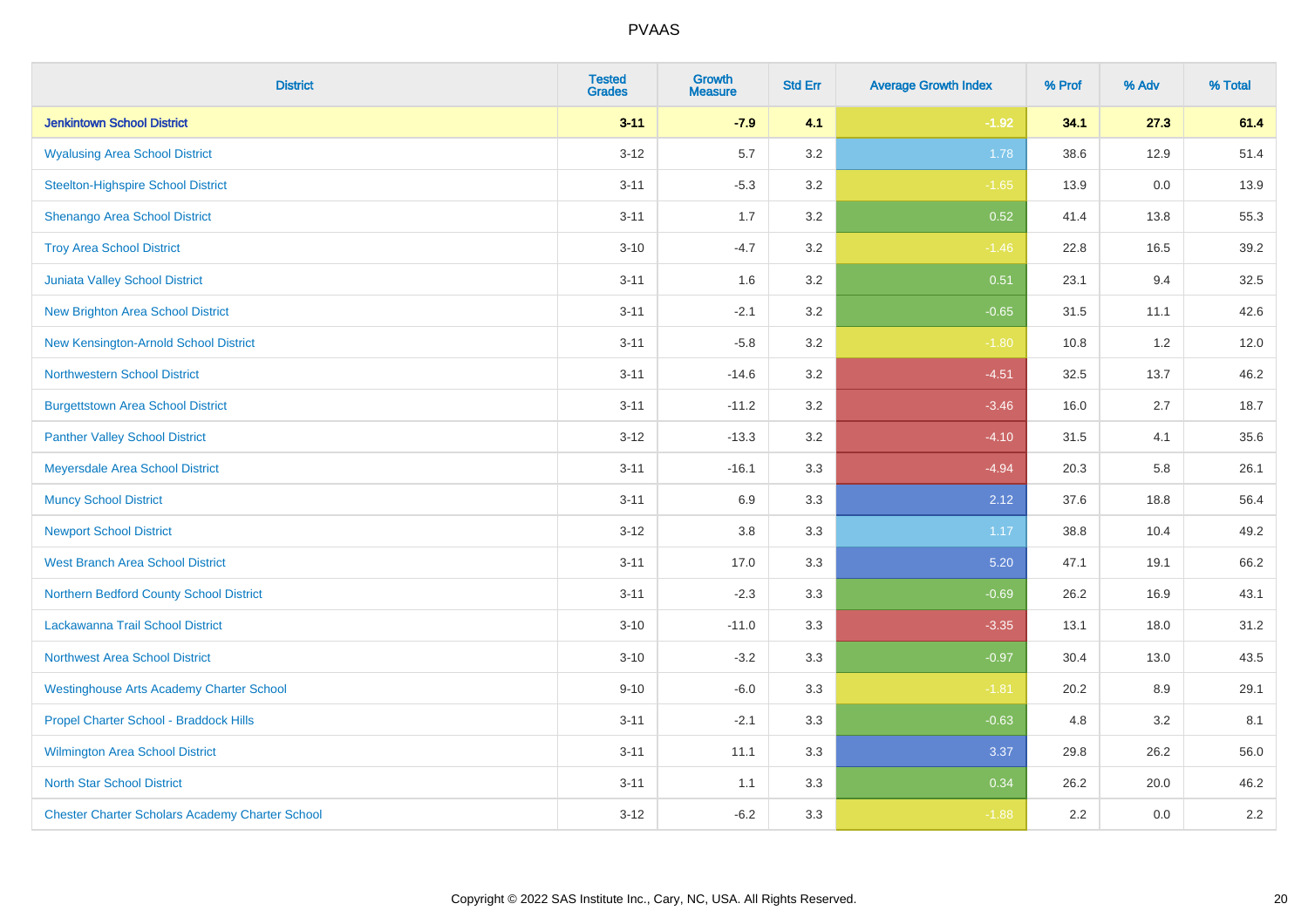# PVAAS

| District | Tested Grades | Growth Measure | Std Err | Average Growth Index | % Prof | % Adv | % Total |
|---|---|---|---|---|---|---|---|
| **Jenkintown School District** | **3-11** | **-7.9** | **4.1** | **-1.92** | **34.1** | **27.3** | **61.4** |
| Wyalusing Area School District | 3-12 | 5.7 | 3.2 | 1.78 | 38.6 | 12.9 | 51.4 |
| Steelton-Highspire School District | 3-11 | -5.3 | 3.2 | -1.65 | 13.9 | 0.0 | 13.9 |
| Shenango Area School District | 3-11 | 1.7 | 3.2 | 0.52 | 41.4 | 13.8 | 55.3 |
| Troy Area School District | 3-10 | -4.7 | 3.2 | -1.46 | 22.8 | 16.5 | 39.2 |
| Juniata Valley School District | 3-11 | 1.6 | 3.2 | 0.51 | 23.1 | 9.4 | 32.5 |
| New Brighton Area School District | 3-11 | -2.1 | 3.2 | -0.65 | 31.5 | 11.1 | 42.6 |
| New Kensington-Arnold School District | 3-11 | -5.8 | 3.2 | -1.80 | 10.8 | 1.2 | 12.0 |
| Northwestern School District | 3-11 | -14.6 | 3.2 | -4.51 | 32.5 | 13.7 | 46.2 |
| Burgettstown Area School District | 3-11 | -11.2 | 3.2 | -3.46 | 16.0 | 2.7 | 18.7 |
| Panther Valley School District | 3-12 | -13.3 | 3.2 | -4.10 | 31.5 | 4.1 | 35.6 |
| Meyersdale Area School District | 3-11 | -16.1 | 3.3 | -4.94 | 20.3 | 5.8 | 26.1 |
| Muncy School District | 3-11 | 6.9 | 3.3 | 2.12 | 37.6 | 18.8 | 56.4 |
| Newport School District | 3-12 | 3.8 | 3.3 | 1.17 | 38.8 | 10.4 | 49.2 |
| West Branch Area School District | 3-11 | 17.0 | 3.3 | 5.20 | 47.1 | 19.1 | 66.2 |
| Northern Bedford County School District | 3-11 | -2.3 | 3.3 | -0.69 | 26.2 | 16.9 | 43.1 |
| Lackawanna Trail School District | 3-10 | -11.0 | 3.3 | -3.35 | 13.1 | 18.0 | 31.2 |
| Northwest Area School District | 3-10 | -3.2 | 3.3 | -0.97 | 30.4 | 13.0 | 43.5 |
| Westinghouse Arts Academy Charter School | 9-10 | -6.0 | 3.3 | -1.81 | 20.2 | 8.9 | 29.1 |
| Propel Charter School - Braddock Hills | 3-11 | -2.1 | 3.3 | -0.63 | 4.8 | 3.2 | 8.1 |
| Wilmington Area School District | 3-11 | 11.1 | 3.3 | 3.37 | 29.8 | 26.2 | 56.0 |
| North Star School District | 3-11 | 1.1 | 3.3 | 0.34 | 26.2 | 20.0 | 46.2 |
| Chester Charter Scholars Academy Charter School | 3-12 | -6.2 | 3.3 | -1.88 | 2.2 | 0.0 | 2.2 |

Copyright © 2022 SAS Institute Inc., Cary, NC, USA. All Rights Reserved.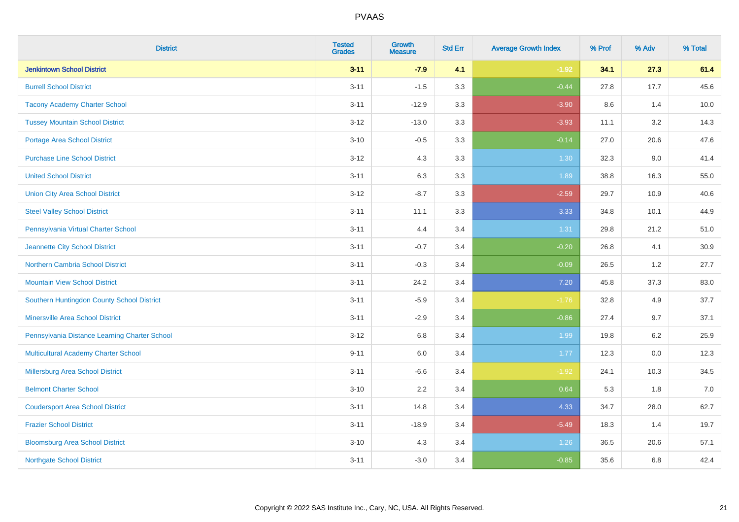| District | Tested Grades | Growth Measure | Std Err | Average Growth Index | % Prof | % Adv | % Total |
|---|---|---|---|---|---|---|---|
| **Jenkintown School District** | **3-11** | **-7.9** | **4.1** | **-1.92** | **34.1** | **27.3** | **61.4** |
| Burrell School District | 3-11 | -1.5 | 3.3 | -0.44 | 27.8 | 17.7 | 45.6 |
| Tacony Academy Charter School | 3-11 | -12.9 | 3.3 | -3.90 | 8.6 | 1.4 | 10.0 |
| Tussey Mountain School District | 3-12 | -13.0 | 3.3 | -3.93 | 11.1 | 3.2 | 14.3 |
| Portage Area School District | 3-10 | -0.5 | 3.3 | -0.14 | 27.0 | 20.6 | 47.6 |
| Purchase Line School District | 3-12 | 4.3 | 3.3 | 1.30 | 32.3 | 9.0 | 41.4 |
| United School District | 3-11 | 6.3 | 3.3 | 1.89 | 38.8 | 16.3 | 55.0 |
| Union City Area School District | 3-12 | -8.7 | 3.3 | -2.59 | 29.7 | 10.9 | 40.6 |
| Steel Valley School District | 3-11 | 11.1 | 3.3 | 3.33 | 34.8 | 10.1 | 44.9 |
| Pennsylvania Virtual Charter School | 3-11 | 4.4 | 3.4 | 1.31 | 29.8 | 21.2 | 51.0 |
| Jeannette City School District | 3-11 | -0.7 | 3.4 | -0.20 | 26.8 | 4.1 | 30.9 |
| Northern Cambria School District | 3-11 | -0.3 | 3.4 | -0.09 | 26.5 | 1.2 | 27.7 |
| Mountain View School District | 3-11 | 24.2 | 3.4 | 7.20 | 45.8 | 37.3 | 83.0 |
| Southern Huntingdon County School District | 3-11 | -5.9 | 3.4 | -1.76 | 32.8 | 4.9 | 37.7 |
| Minersville Area School District | 3-11 | -2.9 | 3.4 | -0.86 | 27.4 | 9.7 | 37.1 |
| Pennsylvania Distance Learning Charter School | 3-12 | 6.8 | 3.4 | 1.99 | 19.8 | 6.2 | 25.9 |
| Multicultural Academy Charter School | 9-11 | 6.0 | 3.4 | 1.77 | 12.3 | 0.0 | 12.3 |
| Millersburg Area School District | 3-11 | -6.6 | 3.4 | -1.92 | 24.1 | 10.3 | 34.5 |
| Belmont Charter School | 3-10 | 2.2 | 3.4 | 0.64 | 5.3 | 1.8 | 7.0 |
| Coudersport Area School District | 3-11 | 14.8 | 3.4 | 4.33 | 34.7 | 28.0 | 62.7 |
| Frazier School District | 3-11 | -18.9 | 3.4 | -5.49 | 18.3 | 1.4 | 19.7 |
| Bloomsburg Area School District | 3-10 | 4.3 | 3.4 | 1.26 | 36.5 | 20.6 | 57.1 |
| Northgate School District | 3-11 | -3.0 | 3.4 | -0.85 | 35.6 | 6.8 | 42.4 |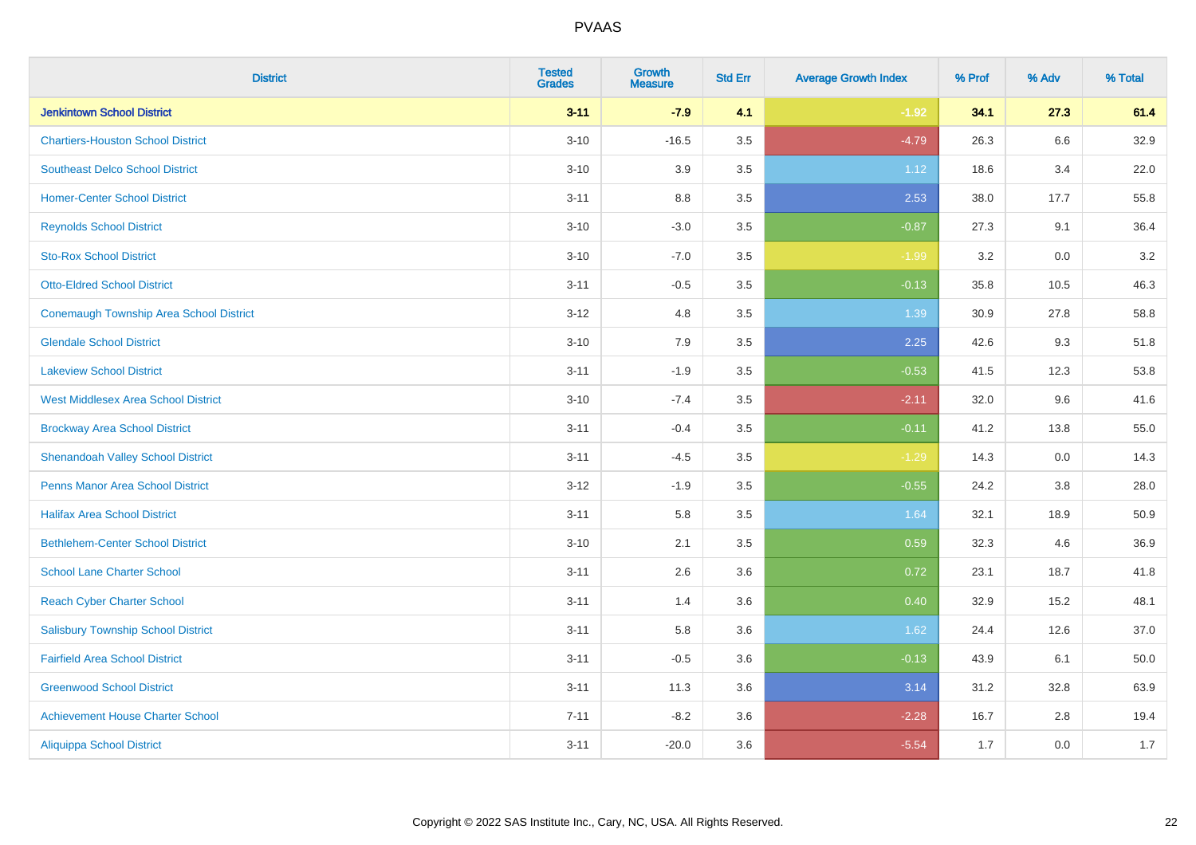| District | Tested Grades | Growth Measure | Std Err | Average Growth Index | % Prof | % Adv | % Total |
|---|---|---|---|---|---|---|---|
| **Jenkintown School District** | **3-11** | **-7.9** | **4.1** | **-1.92** | **34.1** | **27.3** | **61.4** |
| Chartiers-Houston School District | 3-10 | -16.5 | 3.5 | -4.79 | 26.3 | 6.6 | 32.9 |
| Southeast Delco School District | 3-10 | 3.9 | 3.5 | 1.12 | 18.6 | 3.4 | 22.0 |
| Homer-Center School District | 3-11 | 8.8 | 3.5 | 2.53 | 38.0 | 17.7 | 55.8 |
| Reynolds School District | 3-10 | -3.0 | 3.5 | -0.87 | 27.3 | 9.1 | 36.4 |
| Sto-Rox School District | 3-10 | -7.0 | 3.5 | -1.99 | 3.2 | 0.0 | 3.2 |
| Otto-Eldred School District | 3-11 | -0.5 | 3.5 | -0.13 | 35.8 | 10.5 | 46.3 |
| Conemaugh Township Area School District | 3-12 | 4.8 | 3.5 | 1.39 | 30.9 | 27.8 | 58.8 |
| Glendale School District | 3-10 | 7.9 | 3.5 | 2.25 | 42.6 | 9.3 | 51.8 |
| Lakeview School District | 3-11 | -1.9 | 3.5 | -0.53 | 41.5 | 12.3 | 53.8 |
| West Middlesex Area School District | 3-10 | -7.4 | 3.5 | -2.11 | 32.0 | 9.6 | 41.6 |
| Brockway Area School District | 3-11 | -0.4 | 3.5 | -0.11 | 41.2 | 13.8 | 55.0 |
| Shenandoah Valley School District | 3-11 | -4.5 | 3.5 | -1.29 | 14.3 | 0.0 | 14.3 |
| Penns Manor Area School District | 3-12 | -1.9 | 3.5 | -0.55 | 24.2 | 3.8 | 28.0 |
| Halifax Area School District | 3-11 | 5.8 | 3.5 | 1.64 | 32.1 | 18.9 | 50.9 |
| Bethlehem-Center School District | 3-10 | 2.1 | 3.5 | 0.59 | 32.3 | 4.6 | 36.9 |
| School Lane Charter School | 3-11 | 2.6 | 3.6 | 0.72 | 23.1 | 18.7 | 41.8 |
| Reach Cyber Charter School | 3-11 | 1.4 | 3.6 | 0.40 | 32.9 | 15.2 | 48.1 |
| Salisbury Township School District | 3-11 | 5.8 | 3.6 | 1.62 | 24.4 | 12.6 | 37.0 |
| Fairfield Area School District | 3-11 | -0.5 | 3.6 | -0.13 | 43.9 | 6.1 | 50.0 |
| Greenwood School District | 3-11 | 11.3 | 3.6 | 3.14 | 31.2 | 32.8 | 63.9 |
| Achievement House Charter School | 7-11 | -8.2 | 3.6 | -2.28 | 16.7 | 2.8 | 19.4 |
| Aliquippa School District | 3-11 | -20.0 | 3.6 | -5.54 | 1.7 | 0.0 | 1.7 |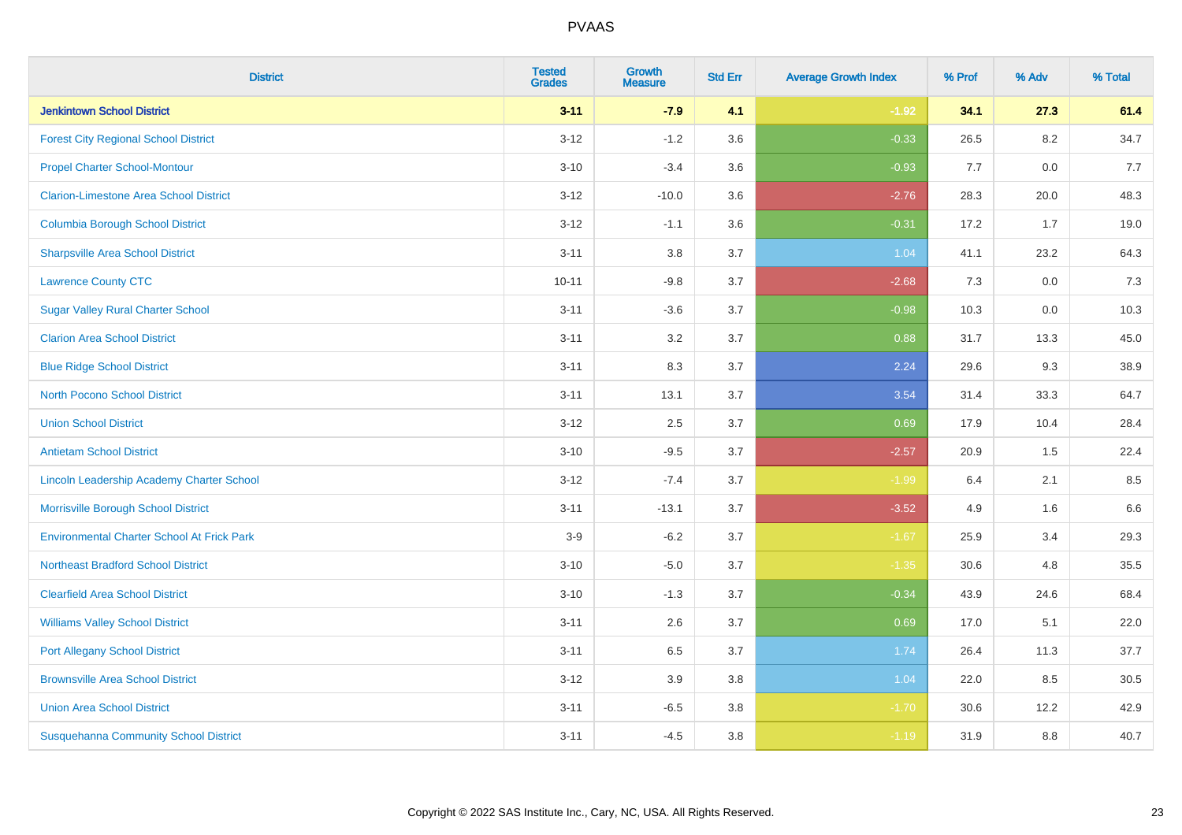| District | Tested Grades | Growth Measure | Std Err | Average Growth Index | % Prof | % Adv | % Total |
|---|---|---|---|---|---|---|---|
| **Jenkintown School District** | **3-11** | **-7.9** | **4.1** | **-1.92** | **34.1** | **27.3** | **61.4** |
| Forest City Regional School District | 3-12 | -1.2 | 3.6 | -0.33 | 26.5 | 8.2 | 34.7 |
| Propel Charter School-Montour | 3-10 | -3.4 | 3.6 | -0.93 | 7.7 | 0.0 | 7.7 |
| Clarion-Limestone Area School District | 3-12 | -10.0 | 3.6 | -2.76 | 28.3 | 20.0 | 48.3 |
| Columbia Borough School District | 3-12 | -1.1 | 3.6 | -0.31 | 17.2 | 1.7 | 19.0 |
| Sharpsville Area School District | 3-11 | 3.8 | 3.7 | 1.04 | 41.1 | 23.2 | 64.3 |
| Lawrence County CTC | 10-11 | -9.8 | 3.7 | -2.68 | 7.3 | 0.0 | 7.3 |
| Sugar Valley Rural Charter School | 3-11 | -3.6 | 3.7 | -0.98 | 10.3 | 0.0 | 10.3 |
| Clarion Area School District | 3-11 | 3.2 | 3.7 | 0.88 | 31.7 | 13.3 | 45.0 |
| Blue Ridge School District | 3-11 | 8.3 | 3.7 | 2.24 | 29.6 | 9.3 | 38.9 |
| North Pocono School District | 3-11 | 13.1 | 3.7 | 3.54 | 31.4 | 33.3 | 64.7 |
| Union School District | 3-12 | 2.5 | 3.7 | 0.69 | 17.9 | 10.4 | 28.4 |
| Antietam School District | 3-10 | -9.5 | 3.7 | -2.57 | 20.9 | 1.5 | 22.4 |
| Lincoln Leadership Academy Charter School | 3-12 | -7.4 | 3.7 | -1.99 | 6.4 | 2.1 | 8.5 |
| Morrisville Borough School District | 3-11 | -13.1 | 3.7 | -3.52 | 4.9 | 1.6 | 6.6 |
| Environmental Charter School At Frick Park | 3-9 | -6.2 | 3.7 | -1.67 | 25.9 | 3.4 | 29.3 |
| Northeast Bradford School District | 3-10 | -5.0 | 3.7 | -1.35 | 30.6 | 4.8 | 35.5 |
| Clearfield Area School District | 3-10 | -1.3 | 3.7 | -0.34 | 43.9 | 24.6 | 68.4 |
| Williams Valley School District | 3-11 | 2.6 | 3.7 | 0.69 | 17.0 | 5.1 | 22.0 |
| Port Allegany School District | 3-11 | 6.5 | 3.7 | 1.74 | 26.4 | 11.3 | 37.7 |
| Brownsville Area School District | 3-12 | 3.9 | 3.8 | 1.04 | 22.0 | 8.5 | 30.5 |
| Union Area School District | 3-11 | -6.5 | 3.8 | -1.70 | 30.6 | 12.2 | 42.9 |
| Susquehanna Community School District | 3-11 | -4.5 | 3.8 | -1.19 | 31.9 | 8.8 | 40.7 |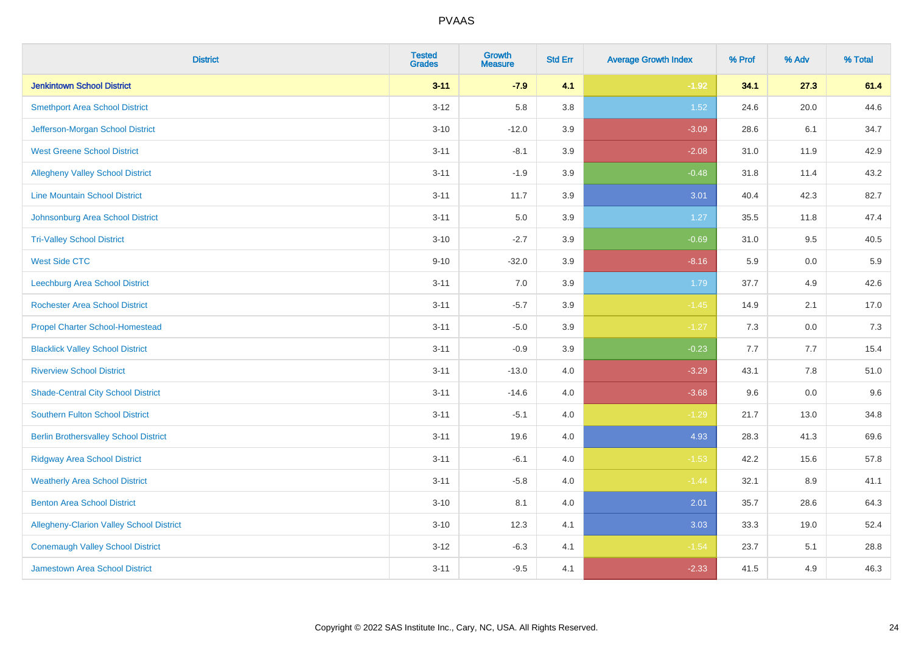| District | Tested Grades | Growth Measure | Std Err | Average Growth Index | % Prof | % Adv | % Total |
|---|---|---|---|---|---|---|---|
| **Jenkintown School District** | **3-11** | **-7.9** | **4.1** | **-1.92** | **34.1** | **27.3** | **61.4** |
| Smethport Area School District | 3-12 | 5.8 | 3.8 | 1.52 | 24.6 | 20.0 | 44.6 |
| Jefferson-Morgan School District | 3-10 | -12.0 | 3.9 | -3.09 | 28.6 | 6.1 | 34.7 |
| West Greene School District | 3-11 | -8.1 | 3.9 | -2.08 | 31.0 | 11.9 | 42.9 |
| Allegheny Valley School District | 3-11 | -1.9 | 3.9 | -0.48 | 31.8 | 11.4 | 43.2 |
| Line Mountain School District | 3-11 | 11.7 | 3.9 | 3.01 | 40.4 | 42.3 | 82.7 |
| Johnsonburg Area School District | 3-11 | 5.0 | 3.9 | 1.27 | 35.5 | 11.8 | 47.4 |
| Tri-Valley School District | 3-10 | -2.7 | 3.9 | -0.69 | 31.0 | 9.5 | 40.5 |
| West Side CTC | 9-10 | -32.0 | 3.9 | -8.16 | 5.9 | 0.0 | 5.9 |
| Leechburg Area School District | 3-11 | 7.0 | 3.9 | 1.79 | 37.7 | 4.9 | 42.6 |
| Rochester Area School District | 3-11 | -5.7 | 3.9 | -1.45 | 14.9 | 2.1 | 17.0 |
| Propel Charter School-Homestead | 3-11 | -5.0 | 3.9 | -1.27 | 7.3 | 0.0 | 7.3 |
| Blacklick Valley School District | 3-11 | -0.9 | 3.9 | -0.23 | 7.7 | 7.7 | 15.4 |
| Riverview School District | 3-11 | -13.0 | 4.0 | -3.29 | 43.1 | 7.8 | 51.0 |
| Shade-Central City School District | 3-11 | -14.6 | 4.0 | -3.68 | 9.6 | 0.0 | 9.6 |
| Southern Fulton School District | 3-11 | -5.1 | 4.0 | -1.29 | 21.7 | 13.0 | 34.8 |
| Berlin Brothersvalley School District | 3-11 | 19.6 | 4.0 | 4.93 | 28.3 | 41.3 | 69.6 |
| Ridgway Area School District | 3-11 | -6.1 | 4.0 | -1.53 | 42.2 | 15.6 | 57.8 |
| Weatherly Area School District | 3-11 | -5.8 | 4.0 | -1.44 | 32.1 | 8.9 | 41.1 |
| Benton Area School District | 3-10 | 8.1 | 4.0 | 2.01 | 35.7 | 28.6 | 64.3 |
| Allegheny-Clarion Valley School District | 3-10 | 12.3 | 4.1 | 3.03 | 33.3 | 19.0 | 52.4 |
| Conemaugh Valley School District | 3-12 | -6.3 | 4.1 | -1.54 | 23.7 | 5.1 | 28.8 |
| Jamestown Area School District | 3-11 | -9.5 | 4.1 | -2.33 | 41.5 | 4.9 | 46.3 |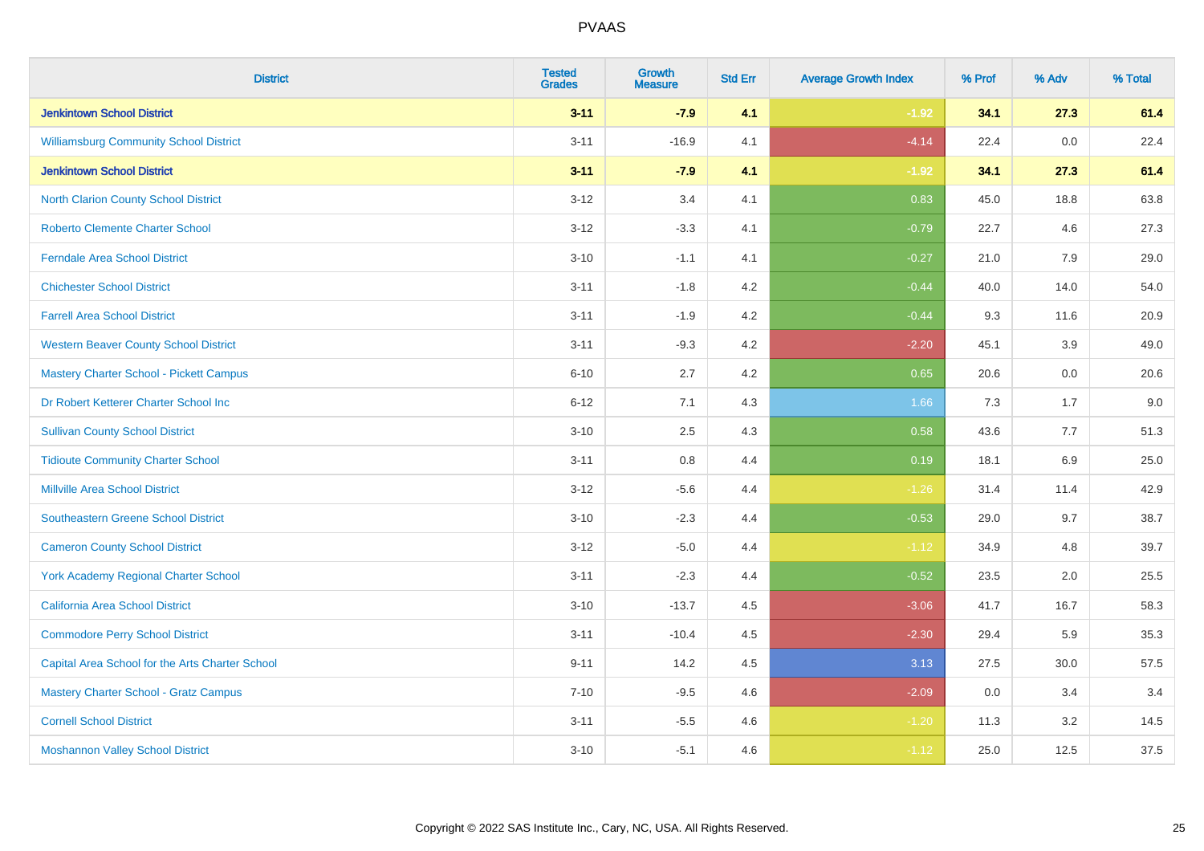| District | Tested Grades | Growth Measure | Std Err | Average Growth Index | % Prof | % Adv | % Total |
|---|---|---|---|---|---|---|---|
| **Jenkintown School District** | **3-11** | **-7.9** | **4.1** | **-1.92** | **34.1** | **27.3** | **61.4** |
| Williamsburg Community School District | 3-11 | -16.9 | 4.1 | -4.14 | 22.4 | 0.0 | 22.4 |
| **Jenkintown School District** | **3-11** | **-7.9** | **4.1** | **-1.92** | **34.1** | **27.3** | **61.4** |
| North Clarion County School District | 3-12 | 3.4 | 4.1 | 0.83 | 45.0 | 18.8 | 63.8 |
| Roberto Clemente Charter School | 3-12 | -3.3 | 4.1 | -0.79 | 22.7 | 4.6 | 27.3 |
| Ferndale Area School District | 3-10 | -1.1 | 4.1 | -0.27 | 21.0 | 7.9 | 29.0 |
| Chichester School District | 3-11 | -1.8 | 4.2 | -0.44 | 40.0 | 14.0 | 54.0 |
| Farrell Area School District | 3-11 | -1.9 | 4.2 | -0.44 | 9.3 | 11.6 | 20.9 |
| Western Beaver County School District | 3-11 | -9.3 | 4.2 | -2.20 | 45.1 | 3.9 | 49.0 |
| Mastery Charter School - Pickett Campus | 6-10 | 2.7 | 4.2 | 0.65 | 20.6 | 0.0 | 20.6 |
| Dr Robert Ketterer Charter School Inc | 6-12 | 7.1 | 4.3 | 1.66 | 7.3 | 1.7 | 9.0 |
| Sullivan County School District | 3-10 | 2.5 | 4.3 | 0.58 | 43.6 | 7.7 | 51.3 |
| Tidioute Community Charter School | 3-11 | 0.8 | 4.4 | 0.19 | 18.1 | 6.9 | 25.0 |
| Millville Area School District | 3-12 | -5.6 | 4.4 | -1.26 | 31.4 | 11.4 | 42.9 |
| Southeastern Greene School District | 3-10 | -2.3 | 4.4 | -0.53 | 29.0 | 9.7 | 38.7 |
| Cameron County School District | 3-12 | -5.0 | 4.4 | -1.12 | 34.9 | 4.8 | 39.7 |
| York Academy Regional Charter School | 3-11 | -2.3 | 4.4 | -0.52 | 23.5 | 2.0 | 25.5 |
| California Area School District | 3-10 | -13.7 | 4.5 | -3.06 | 41.7 | 16.7 | 58.3 |
| Commodore Perry School District | 3-11 | -10.4 | 4.5 | -2.30 | 29.4 | 5.9 | 35.3 |
| Capital Area School for the Arts Charter School | 9-11 | 14.2 | 4.5 | 3.13 | 27.5 | 30.0 | 57.5 |
| Mastery Charter School - Gratz Campus | 7-10 | -9.5 | 4.6 | -2.09 | 0.0 | 3.4 | 3.4 |
| Cornell School District | 3-11 | -5.5 | 4.6 | -1.20 | 11.3 | 3.2 | 14.5 |
| Moshannon Valley School District | 3-10 | -5.1 | 4.6 | -1.12 | 25.0 | 12.5 | 37.5 |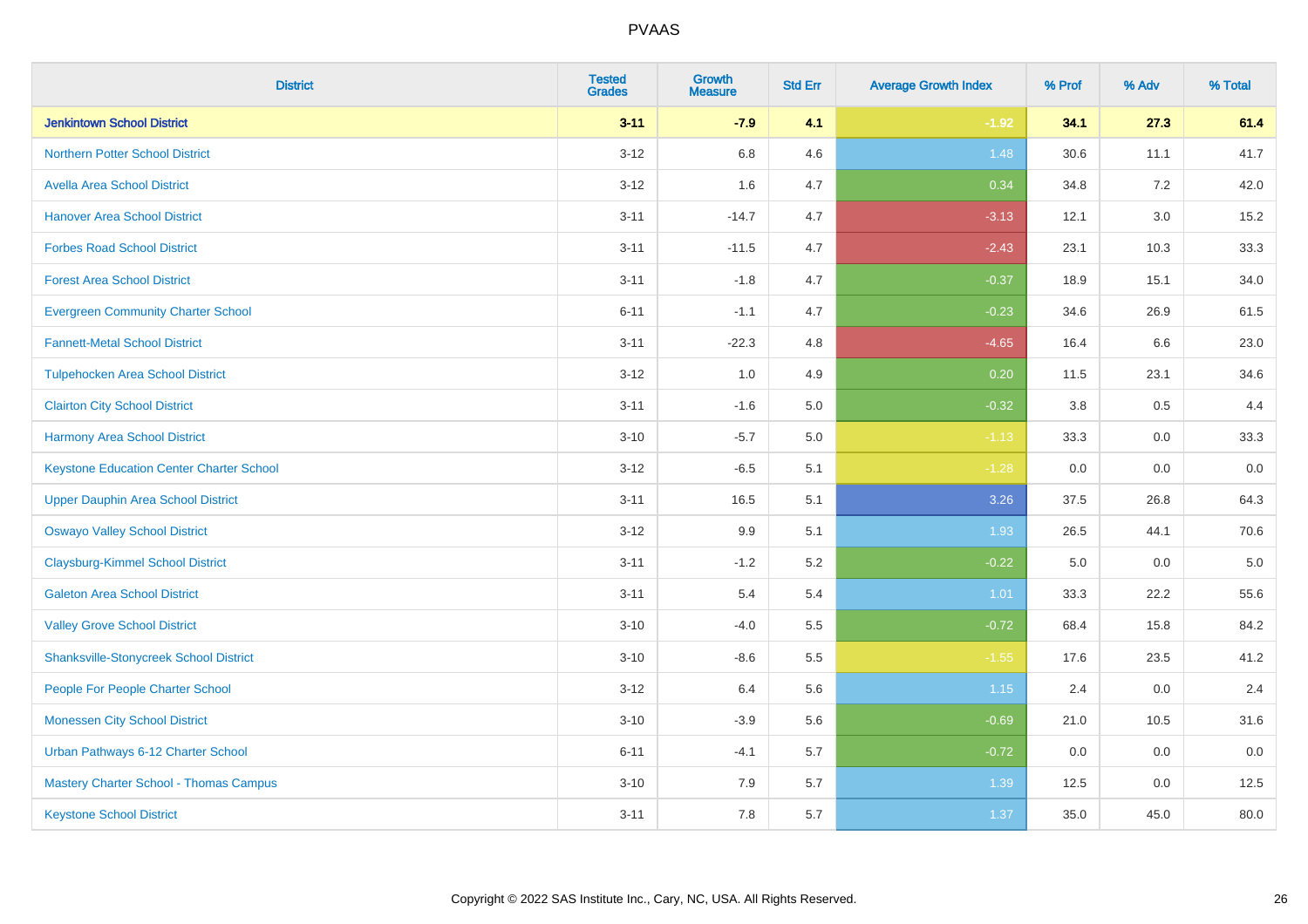# PVAAS

| District | Tested Grades | Growth Measure | Std Err | Average Growth Index | % Prof | % Adv | % Total |
|---|---|---|---|---|---|---|---|
| **Jenkintown School District** | **3-11** | **-7.9** | **4.1** | **-1.92** | **34.1** | **27.3** | **61.4** |
| Northern Potter School District | 3-12 | 6.8 | 4.6 | 1.48 | 30.6 | 11.1 | 41.7 |
| Avella Area School District | 3-12 | 1.6 | 4.7 | 0.34 | 34.8 | 7.2 | 42.0 |
| Hanover Area School District | 3-11 | -14.7 | 4.7 | -3.13 | 12.1 | 3.0 | 15.2 |
| Forbes Road School District | 3-11 | -11.5 | 4.7 | -2.43 | 23.1 | 10.3 | 33.3 |
| Forest Area School District | 3-11 | -1.8 | 4.7 | -0.37 | 18.9 | 15.1 | 34.0 |
| Evergreen Community Charter School | 6-11 | -1.1 | 4.7 | -0.23 | 34.6 | 26.9 | 61.5 |
| Fannett-Metal School District | 3-11 | -22.3 | 4.8 | -4.65 | 16.4 | 6.6 | 23.0 |
| Tulpehocken Area School District | 3-12 | 1.0 | 4.9 | 0.20 | 11.5 | 23.1 | 34.6 |
| Clairton City School District | 3-11 | -1.6 | 5.0 | -0.32 | 3.8 | 0.5 | 4.4 |
| Harmony Area School District | 3-10 | -5.7 | 5.0 | -1.13 | 33.3 | 0.0 | 33.3 |
| Keystone Education Center Charter School | 3-12 | -6.5 | 5.1 | -1.28 | 0.0 | 0.0 | 0.0 |
| Upper Dauphin Area School District | 3-11 | 16.5 | 5.1 | 3.26 | 37.5 | 26.8 | 64.3 |
| Oswayo Valley School District | 3-12 | 9.9 | 5.1 | 1.93 | 26.5 | 44.1 | 70.6 |
| Claysburg-Kimmel School District | 3-11 | -1.2 | 5.2 | -0.22 | 5.0 | 0.0 | 5.0 |
| Galeton Area School District | 3-11 | 5.4 | 5.4 | 1.01 | 33.3 | 22.2 | 55.6 |
| Valley Grove School District | 3-10 | -4.0 | 5.5 | -0.72 | 68.4 | 15.8 | 84.2 |
| Shanksville-Stonycreek School District | 3-10 | -8.6 | 5.5 | -1.55 | 17.6 | 23.5 | 41.2 |
| People For People Charter School | 3-12 | 6.4 | 5.6 | 1.15 | 2.4 | 0.0 | 2.4 |
| Monessen City School District | 3-10 | -3.9 | 5.6 | -0.69 | 21.0 | 10.5 | 31.6 |
| Urban Pathways 6-12 Charter School | 6-11 | -4.1 | 5.7 | -0.72 | 0.0 | 0.0 | 0.0 |
| Mastery Charter School - Thomas Campus | 3-10 | 7.9 | 5.7 | 1.39 | 12.5 | 0.0 | 12.5 |
| Keystone School District | 3-11 | 7.8 | 5.7 | 1.37 | 35.0 | 45.0 | 80.0 |

Copyright © 2022 SAS Institute Inc., Cary, NC, USA. All Rights Reserved.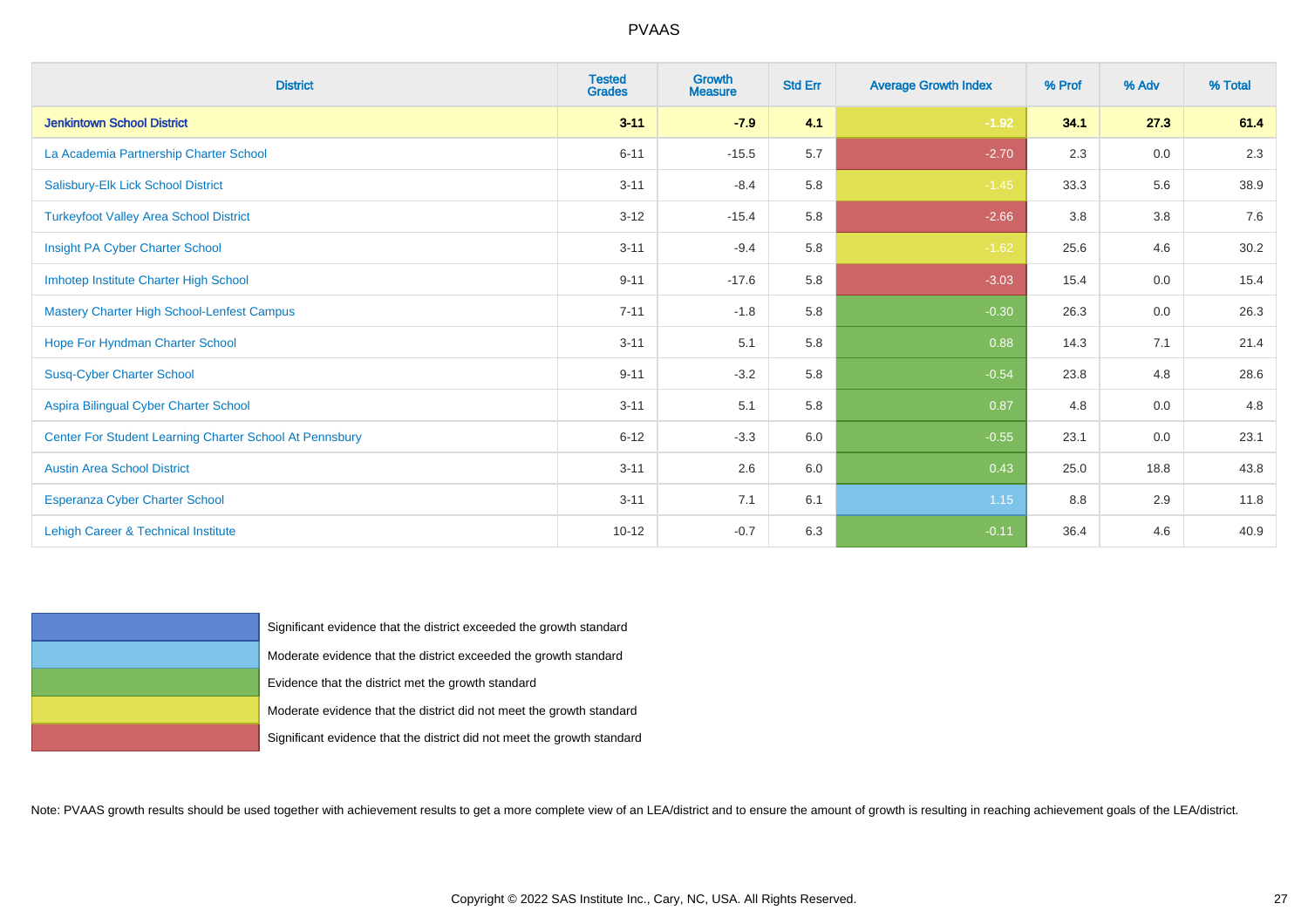# PVAAS

| District | Tested Grades | Growth Measure | Std Err | Average Growth Index | % Prof | % Adv | % Total |
|---|---|---|---|---|---|---|---|
| **Jenkintown School District** | **3-11** | **-7.9** | **4.1** | **-1.92** | **34.1** | **27.3** | **61.4** |
| La Academia Partnership Charter School | 6-11 | -15.5 | 5.7 | -2.70 | 2.3 | 0.0 | 2.3 |
| Salisbury-Elk Lick School District | 3-11 | -8.4 | 5.8 | -1.45 | 33.3 | 5.6 | 38.9 |
| Turkeyfoot Valley Area School District | 3-12 | -15.4 | 5.8 | -2.66 | 3.8 | 3.8 | 7.6 |
| Insight PA Cyber Charter School | 3-11 | -9.4 | 5.8 | -1.62 | 25.6 | 4.6 | 30.2 |
| Imhotep Institute Charter High School | 9-11 | -17.6 | 5.8 | -3.03 | 15.4 | 0.0 | 15.4 |
| Mastery Charter High School-Lenfest Campus | 7-11 | -1.8 | 5.8 | -0.30 | 26.3 | 0.0 | 26.3 |
| Hope For Hyndman Charter School | 3-11 | 5.1 | 5.8 | 0.88 | 14.3 | 7.1 | 21.4 |
| Susq-Cyber Charter School | 9-11 | -3.2 | 5.8 | -0.54 | 23.8 | 4.8 | 28.6 |
| Aspira Bilingual Cyber Charter School | 3-11 | 5.1 | 5.8 | 0.87 | 4.8 | 0.0 | 4.8 |
| Center For Student Learning Charter School At Pennsbury | 6-12 | -3.3 | 6.0 | -0.55 | 23.1 | 0.0 | 23.1 |
| Austin Area School District | 3-11 | 2.6 | 6.0 | 0.43 | 25.0 | 18.8 | 43.8 |
| Esperanza Cyber Charter School | 3-11 | 7.1 | 6.1 | 1.15 | 8.8 | 2.9 | 11.8 |
| Lehigh Career & Technical Institute | 10-12 | -0.7 | 6.3 | -0.11 | 36.4 | 4.6 | 40.9 |

- Significant evidence that the district exceeded the growth standard
- Moderate evidence that the district exceeded the growth standard
- Evidence that the district met the growth standard
- Moderate evidence that the district did not meet the growth standard
- Significant evidence that the district did not meet the growth standard

Note: PVAAS growth results should be used together with achievement results to get a more complete view of an LEA/district and to ensure the amount of growth is resulting in reaching achievement goals of the LEA/district.

Copyright © 2022 SAS Institute Inc., Cary, NC, USA. All Rights Reserved.